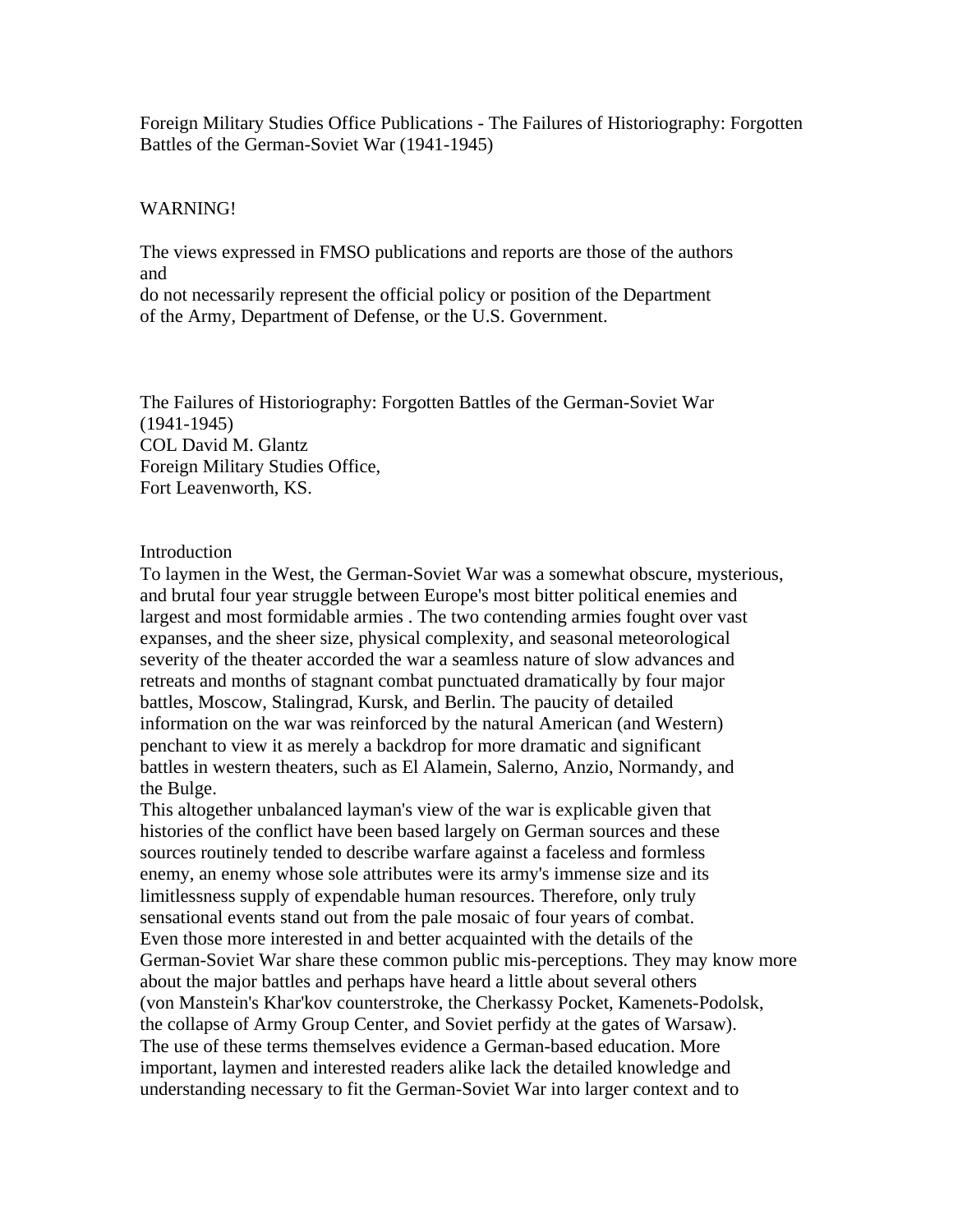Foreign Military Studies Office Publications - The Failures of Historiography: Forgotten Battles of the German-Soviet War (1941-1945)

WARNING!

The views expressed in FMSO publications and reports are those of the authors and do not necessarily represent the official policy or position of the Department of the Army, Department of Defense, or the U.S. Government.

# The Failures of Historiography: Forgotten Battles of the German-Soviet War (1941-1945)

COL David M. Glantz
Foreign Military Studies Office,
Fort Leavenworth, KS.

## Introduction

To laymen in the West, the German-Soviet War was a somewhat obscure, mysterious, and brutal four year struggle between Europe's most bitter political enemies and largest and most formidable armies . The two contending armies fought over vast expanses, and the sheer size, physical complexity, and seasonal meteorological severity of the theater accorded the war a seamless nature of slow advances and retreats and months of stagnant combat punctuated dramatically by four major battles, Moscow, Stalingrad, Kursk, and Berlin. The paucity of detailed information on the war was reinforced by the natural American (and Western) penchant to view it as merely a backdrop for more dramatic and significant battles in western theaters, such as El Alamein, Salerno, Anzio, Normandy, and the Bulge.

This altogether unbalanced layman's view of the war is explicable given that histories of the conflict have been based largely on German sources and these sources routinely tended to describe warfare against a faceless and formless enemy, an enemy whose sole attributes were its army's immense size and its limitlessness supply of expendable human resources. Therefore, only truly sensational events stand out from the pale mosaic of four years of combat.

Even those more interested in and better acquainted with the details of the German-Soviet War share these common public mis-perceptions. They may know more about the major battles and perhaps have heard a little about several others (von Manstein's Khar'kov counterstroke, the Cherkassy Pocket, Kamenets-Podolsk, the collapse of Army Group Center, and Soviet perfidy at the gates of Warsaw). The use of these terms themselves evidence a German-based education. More important, laymen and interested readers alike lack the detailed knowledge and understanding necessary to fit the German-Soviet War into larger context and to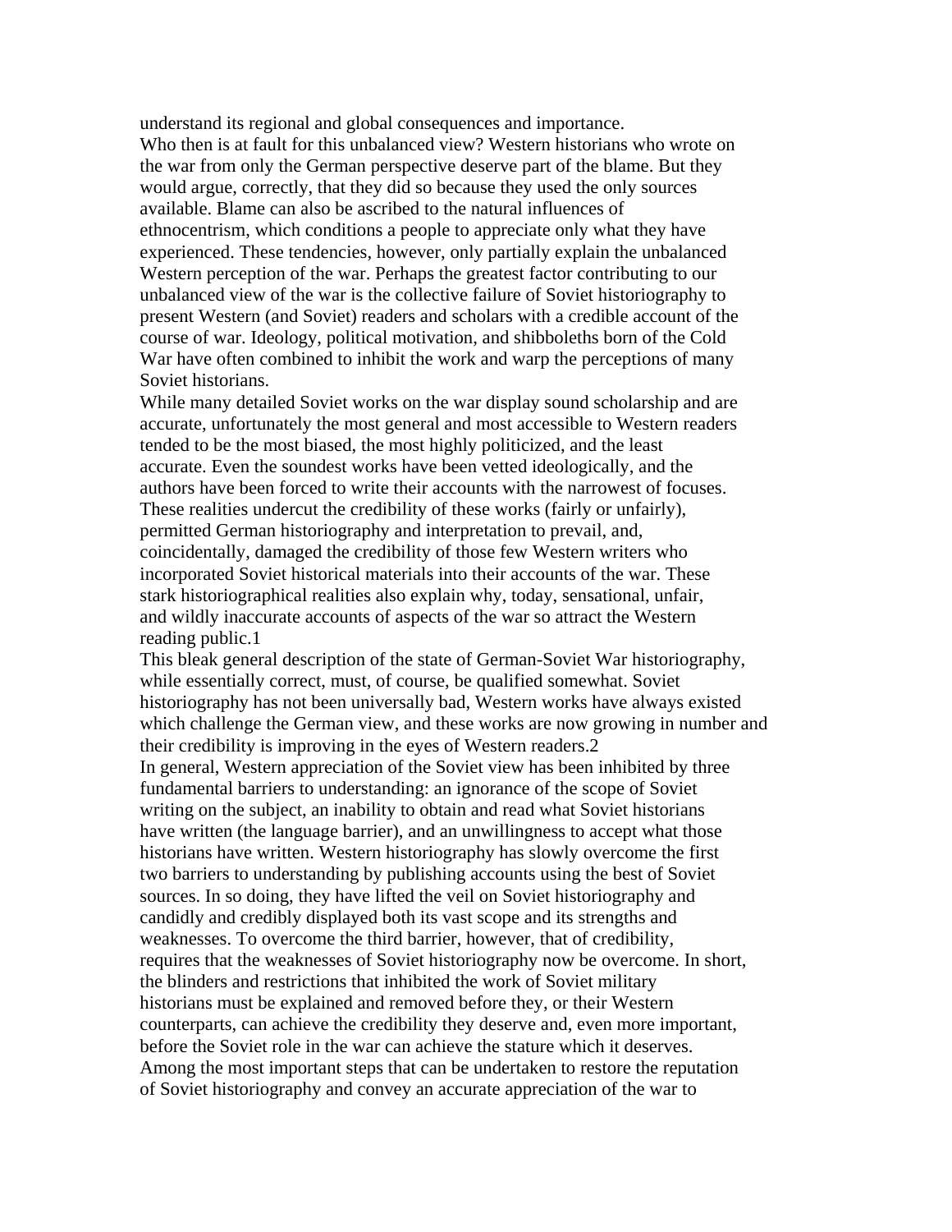understand its regional and global consequences and importance.

Who then is at fault for this unbalanced view? Western historians who wrote on the war from only the German perspective deserve part of the blame. But they would argue, correctly, that they did so because they used the only sources available. Blame can also be ascribed to the natural influences of ethnocentrism, which conditions a people to appreciate only what they have experienced. These tendencies, however, only partially explain the unbalanced Western perception of the war. Perhaps the greatest factor contributing to our unbalanced view of the war is the collective failure of Soviet historiography to present Western (and Soviet) readers and scholars with a credible account of the course of war. Ideology, political motivation, and shibboleths born of the Cold War have often combined to inhibit the work and warp the perceptions of many Soviet historians.

While many detailed Soviet works on the war display sound scholarship and are accurate, unfortunately the most general and most accessible to Western readers tended to be the most biased, the most highly politicized, and the least accurate. Even the soundest works have been vetted ideologically, and the authors have been forced to write their accounts with the narrowest of focuses. These realities undercut the credibility of these works (fairly or unfairly), permitted German historiography and interpretation to prevail, and, coincidentally, damaged the credibility of those few Western writers who incorporated Soviet historical materials into their accounts of the war. These stark historiographical realities also explain why, today, sensational, unfair, and wildly inaccurate accounts of aspects of the war so attract the Western reading public.[1]

This bleak general description of the state of German-Soviet War historiography, while essentially correct, must, of course, be qualified somewhat. Soviet historiography has not been universally bad, Western works have always existed which challenge the German view, and these works are now growing in number and their credibility is improving in the eyes of Western readers.[2]

In general, Western appreciation of the Soviet view has been inhibited by three fundamental barriers to understanding: an ignorance of the scope of Soviet writing on the subject, an inability to obtain and read what Soviet historians have written (the language barrier), and an unwillingness to accept what those historians have written. Western historiography has slowly overcome the first two barriers to understanding by publishing accounts using the best of Soviet sources. In so doing, they have lifted the veil on Soviet historiography and candidly and credibly displayed both its vast scope and its strengths and weaknesses. To overcome the third barrier, however, that of credibility, requires that the weaknesses of Soviet historiography now be overcome. In short, the blinders and restrictions that inhibited the work of Soviet military historians must be explained and removed before they, or their Western counterparts, can achieve the credibility they deserve and, even more important, before the Soviet role in the war can achieve the stature which it deserves.

Among the most important steps that can be undertaken to restore the reputation of Soviet historiography and convey an accurate appreciation of the war to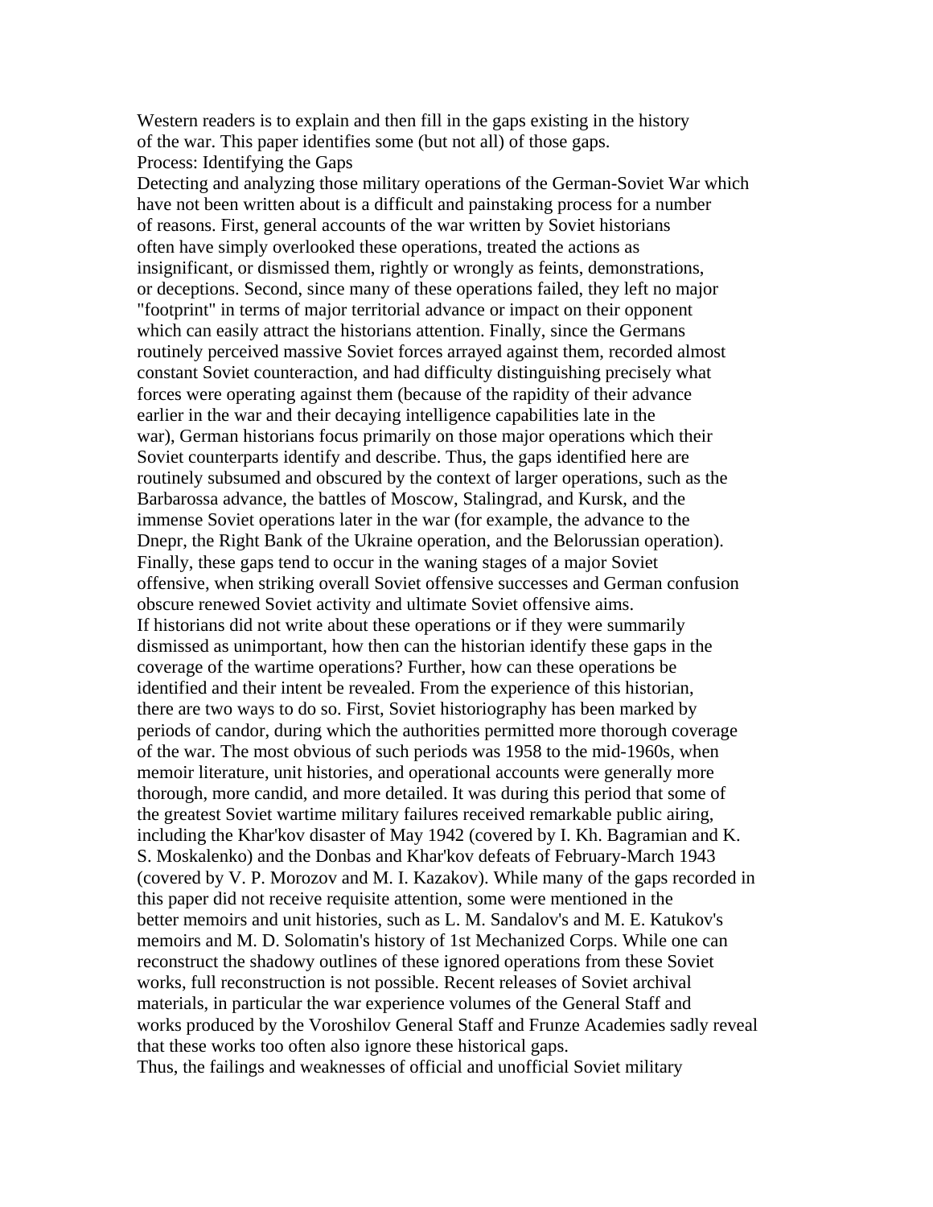Western readers is to explain and then fill in the gaps existing in the history of the war. This paper identifies some (but not all) of those gaps.

## Process: Identifying the Gaps

Detecting and analyzing those military operations of the German-Soviet War which have not been written about is a difficult and painstaking process for a number of reasons. First, general accounts of the war written by Soviet historians often have simply overlooked these operations, treated the actions as insignificant, or dismissed them, rightly or wrongly as feints, demonstrations, or deceptions. Second, since many of these operations failed, they left no major "footprint" in terms of major territorial advance or impact on their opponent which can easily attract the historians attention. Finally, since the Germans routinely perceived massive Soviet forces arrayed against them, recorded almost constant Soviet counteraction, and had difficulty distinguishing precisely what forces were operating against them (because of the rapidity of their advance earlier in the war and their decaying intelligence capabilities late in the war), German historians focus primarily on those major operations which their Soviet counterparts identify and describe. Thus, the gaps identified here are routinely subsumed and obscured by the context of larger operations, such as the Barbarossa advance, the battles of Moscow, Stalingrad, and Kursk, and the immense Soviet operations later in the war (for example, the advance to the Dnepr, the Right Bank of the Ukraine operation, and the Belorussian operation). Finally, these gaps tend to occur in the waning stages of a major Soviet offensive, when striking overall Soviet offensive successes and German confusion obscure renewed Soviet activity and ultimate Soviet offensive aims.

If historians did not write about these operations or if they were summarily dismissed as unimportant, how then can the historian identify these gaps in the coverage of the wartime operations? Further, how can these operations be identified and their intent be revealed. From the experience of this historian, there are two ways to do so. First, Soviet historiography has been marked by periods of candor, during which the authorities permitted more thorough coverage of the war. The most obvious of such periods was 1958 to the mid-1960s, when memoir literature, unit histories, and operational accounts were generally more thorough, more candid, and more detailed. It was during this period that some of the greatest Soviet wartime military failures received remarkable public airing, including the Khar'kov disaster of May 1942 (covered by I. Kh. Bagramian and K. S. Moskalenko) and the Donbas and Khar'kov defeats of February-March 1943 (covered by V. P. Morozov and M. I. Kazakov). While many of the gaps recorded in this paper did not receive requisite attention, some were mentioned in the better memoirs and unit histories, such as L. M. Sandalov's and M. E. Katukov's memoirs and M. D. Solomatin's history of 1st Mechanized Corps. While one can reconstruct the shadowy outlines of these ignored operations from these Soviet works, full reconstruction is not possible. Recent releases of Soviet archival materials, in particular the war experience volumes of the General Staff and works produced by the Voroshilov General Staff and Frunze Academies sadly reveal that these works too often also ignore these historical gaps.

Thus, the failings and weaknesses of official and unofficial Soviet military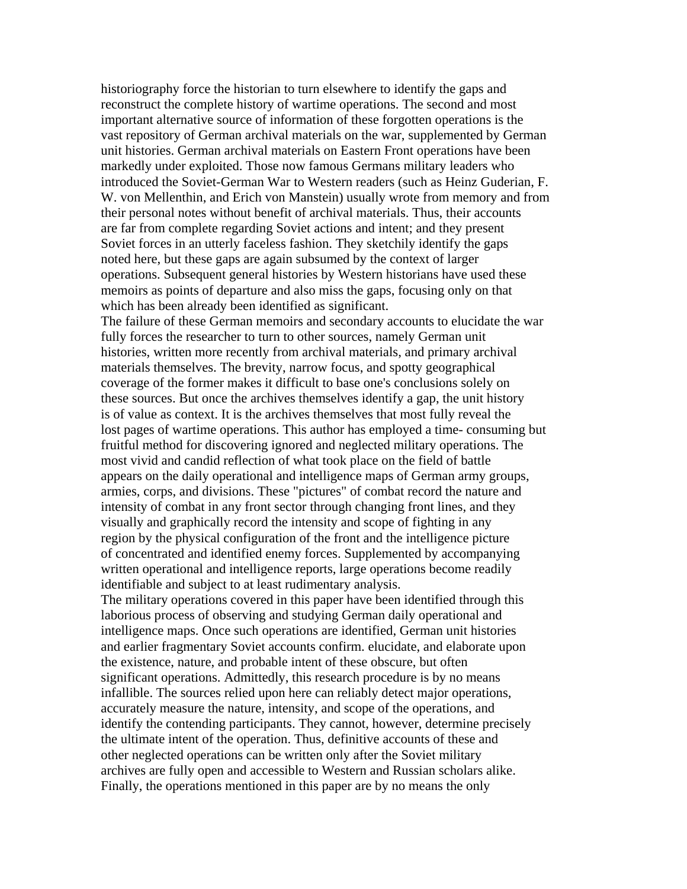historiography force the historian to turn elsewhere to identify the gaps and reconstruct the complete history of wartime operations. The second and most important alternative source of information of these forgotten operations is the vast repository of German archival materials on the war, supplemented by German unit histories. German archival materials on Eastern Front operations have been markedly under exploited. Those now famous Germans military leaders who introduced the Soviet-German War to Western readers (such as Heinz Guderian, F. W. von Mellenthin, and Erich von Manstein) usually wrote from memory and from their personal notes without benefit of archival materials. Thus, their accounts are far from complete regarding Soviet actions and intent; and they present Soviet forces in an utterly faceless fashion. They sketchily identify the gaps noted here, but these gaps are again subsumed by the context of larger operations. Subsequent general histories by Western historians have used these memoirs as points of departure and also miss the gaps, focusing only on that which has been already been identified as significant.

The failure of these German memoirs and secondary accounts to elucidate the war fully forces the researcher to turn to other sources, namely German unit histories, written more recently from archival materials, and primary archival materials themselves. The brevity, narrow focus, and spotty geographical coverage of the former makes it difficult to base one's conclusions solely on these sources. But once the archives themselves identify a gap, the unit history is of value as context. It is the archives themselves that most fully reveal the lost pages of wartime operations. This author has employed a time- consuming but fruitful method for discovering ignored and neglected military operations. The most vivid and candid reflection of what took place on the field of battle appears on the daily operational and intelligence maps of German army groups, armies, corps, and divisions. These "pictures" of combat record the nature and intensity of combat in any front sector through changing front lines, and they visually and graphically record the intensity and scope of fighting in any region by the physical configuration of the front and the intelligence picture of concentrated and identified enemy forces. Supplemented by accompanying written operational and intelligence reports, large operations become readily identifiable and subject to at least rudimentary analysis.

The military operations covered in this paper have been identified through this laborious process of observing and studying German daily operational and intelligence maps. Once such operations are identified, German unit histories and earlier fragmentary Soviet accounts confirm. elucidate, and elaborate upon the existence, nature, and probable intent of these obscure, but often significant operations. Admittedly, this research procedure is by no means infallible. The sources relied upon here can reliably detect major operations, accurately measure the nature, intensity, and scope of the operations, and identify the contending participants. They cannot, however, determine precisely the ultimate intent of the operation. Thus, definitive accounts of these and other neglected operations can be written only after the Soviet military archives are fully open and accessible to Western and Russian scholars alike.

Finally, the operations mentioned in this paper are by no means the only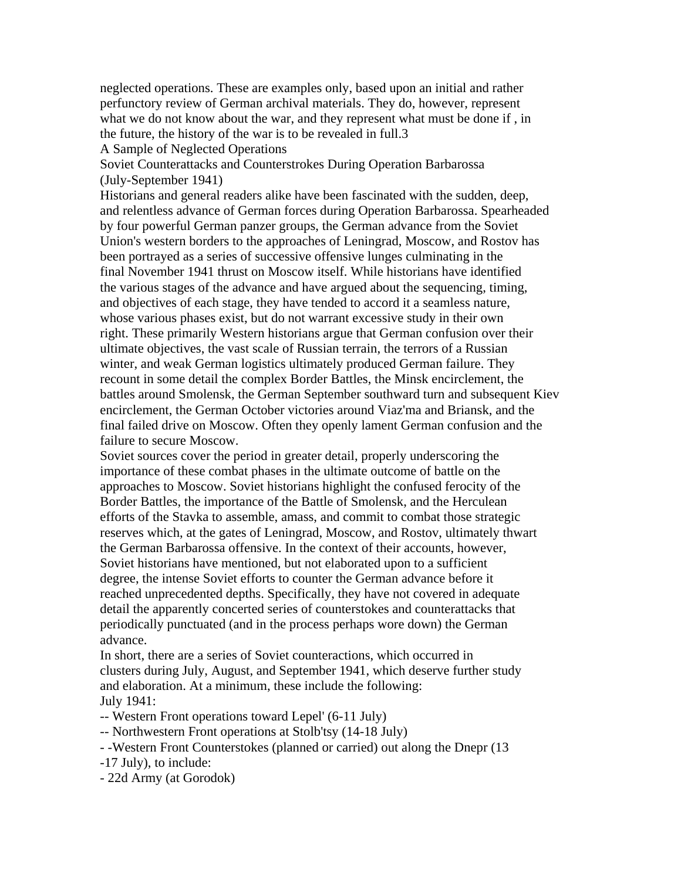neglected operations. These are examples only, based upon an initial and rather perfunctory review of German archival materials. They do, however, represent what we do not know about the war, and they represent what must be done if , in the future, the history of the war is to be revealed in full.3

## A Sample of Neglected Operations

### Soviet Counterattacks and Counterstrokes During Operation Barbarossa (July-September 1941)

Historians and general readers alike have been fascinated with the sudden, deep, and relentless advance of German forces during Operation Barbarossa. Spearheaded by four powerful German panzer groups, the German advance from the Soviet Union's western borders to the approaches of Leningrad, Moscow, and Rostov has been portrayed as a series of successive offensive lunges culminating in the final November 1941 thrust on Moscow itself. While historians have identified the various stages of the advance and have argued about the sequencing, timing, and objectives of each stage, they have tended to accord it a seamless nature, whose various phases exist, but do not warrant excessive study in their own right. These primarily Western historians argue that German confusion over their ultimate objectives, the vast scale of Russian terrain, the terrors of a Russian winter, and weak German logistics ultimately produced German failure. They recount in some detail the complex Border Battles, the Minsk encirclement, the battles around Smolensk, the German September southward turn and subsequent Kiev encirclement, the German October victories around Viaz'ma and Briansk, and the final failed drive on Moscow. Often they openly lament German confusion and the failure to secure Moscow.

Soviet sources cover the period in greater detail, properly underscoring the importance of these combat phases in the ultimate outcome of battle on the approaches to Moscow. Soviet historians highlight the confused ferocity of the Border Battles, the importance of the Battle of Smolensk, and the Herculean efforts of the Stavka to assemble, amass, and commit to combat those strategic reserves which, at the gates of Leningrad, Moscow, and Rostov, ultimately thwart the German Barbarossa offensive. In the context of their accounts, however, Soviet historians have mentioned, but not elaborated upon to a sufficient degree, the intense Soviet efforts to counter the German advance before it reached unprecedented depths. Specifically, they have not covered in adequate detail the apparently concerted series of counterstokes and counterattacks that periodically punctuated (and in the process perhaps wore down) the German advance.

In short, there are a series of Soviet counteractions, which occurred in clusters during July, August, and September 1941, which deserve further study and elaboration. At a minimum, these include the following:

July 1941:

-- Western Front operations toward Lepel' (6-11 July)

-- Northwestern Front operations at Stolb'tsy (14-18 July)

- -Western Front Counterstokes (planned or carried) out along the Dnepr (13 -17 July), to include:

- 22d Army (at Gorodok)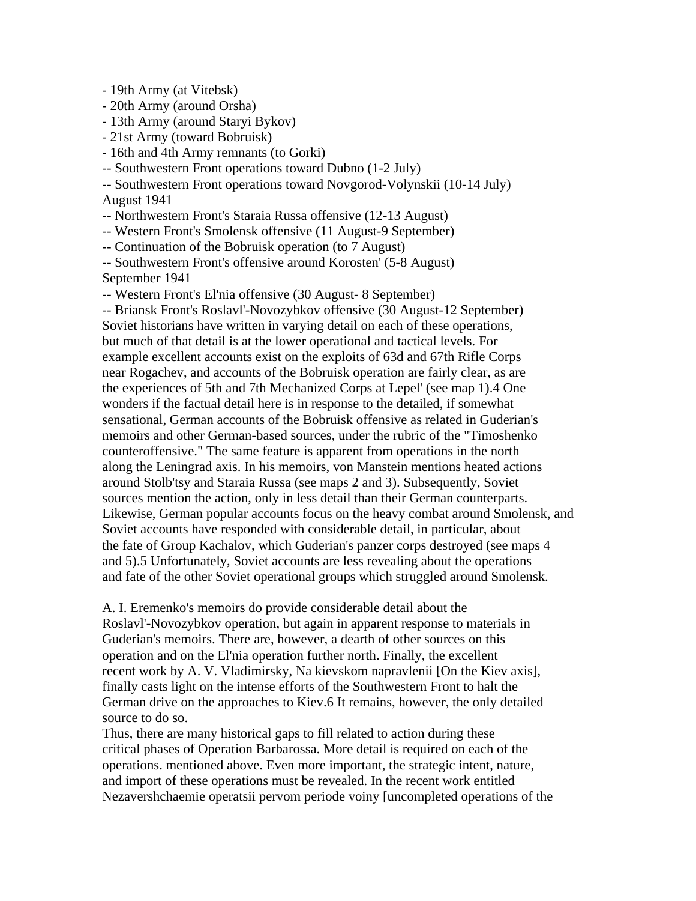- 19th Army (at Vitebsk)
- 20th Army (around Orsha)
- 13th Army (around Staryi Bykov)
- 21st Army (toward Bobruisk)
- 16th and 4th Army remnants (to Gorki)

-- Southwestern Front operations toward Dubno (1-2 July)
-- Southwestern Front operations toward Novgorod-Volynskii (10-14 July)

August 1941

-- Northwestern Front's Staraia Russa offensive (12-13 August)
-- Western Front's Smolensk offensive (11 August-9 September)
-- Continuation of the Bobruisk operation (to 7 August)
-- Southwestern Front's offensive around Korosten' (5-8 August)

September 1941

-- Western Front's El'nia offensive (30 August- 8 September)
-- Briansk Front's Roslavl'-Novozybkov offensive (30 August-12 September)

Soviet historians have written in varying detail on each of these operations, but much of that detail is at the lower operational and tactical levels. For example excellent accounts exist on the exploits of 63d and 67th Rifle Corps near Rogachev, and accounts of the Bobruisk operation are fairly clear, as are the experiences of 5th and 7th Mechanized Corps at Lepel' (see map 1).4 One wonders if the factual detail here is in response to the detailed, if somewhat sensational, German accounts of the Bobruisk offensive as related in Guderian's memoirs and other German-based sources, under the rubric of the "Timoshenko counteroffensive." The same feature is apparent from operations in the north along the Leningrad axis. In his memoirs, von Manstein mentions heated actions around Stolb'tsy and Staraia Russa (see maps 2 and 3). Subsequently, Soviet sources mention the action, only in less detail than their German counterparts. Likewise, German popular accounts focus on the heavy combat around Smolensk, and Soviet accounts have responded with considerable detail, in particular, about the fate of Group Kachalov, which Guderian's panzer corps destroyed (see maps 4 and 5).5 Unfortunately, Soviet accounts are less revealing about the operations and fate of the other Soviet operational groups which struggled around Smolensk.

A. I. Eremenko's memoirs do provide considerable detail about the Roslavl'-Novozybkov operation, but again in apparent response to materials in Guderian's memoirs. There are, however, a dearth of other sources on this operation and on the El'nia operation further north. Finally, the excellent recent work by A. V. Vladimirsky, Na kievskom napravlenii [On the Kiev axis], finally casts light on the intense efforts of the Southwestern Front to halt the German drive on the approaches to Kiev.6 It remains, however, the only detailed source to do so.

Thus, there are many historical gaps to fill related to action during these critical phases of Operation Barbarossa. More detail is required on each of the operations. mentioned above. Even more important, the strategic intent, nature, and import of these operations must be revealed. In the recent work entitled Nezavershchaemie operatsii pervom periode voiny [uncompleted operations of the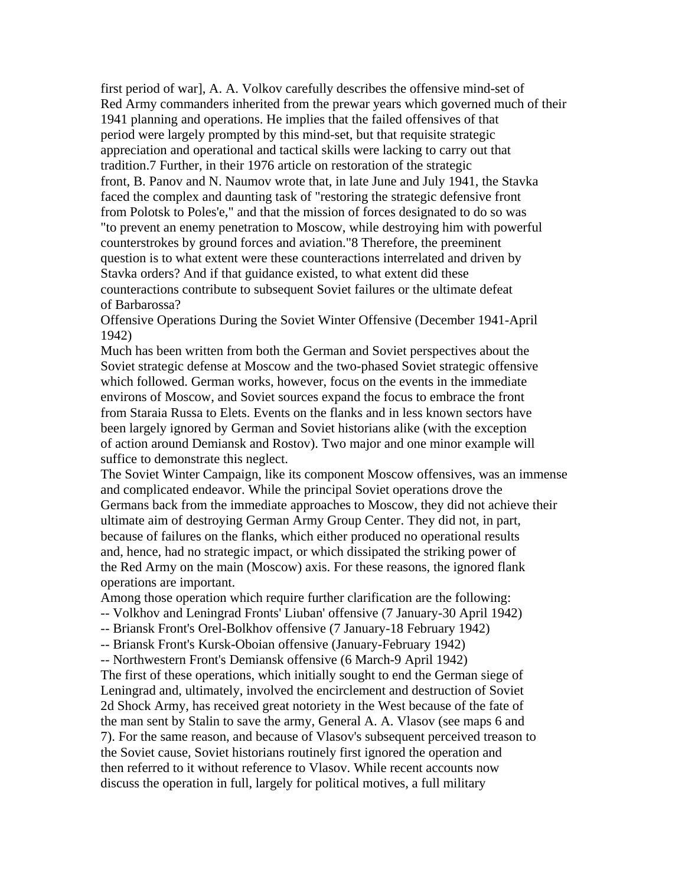first period of war], A. A. Volkov carefully describes the offensive mind-set of Red Army commanders inherited from the prewar years which governed much of their 1941 planning and operations. He implies that the failed offensives of that period were largely prompted by this mind-set, but that requisite strategic appreciation and operational and tactical skills were lacking to carry out that tradition.7 Further, in their 1976 article on restoration of the strategic front, B. Panov and N. Naumov wrote that, in late June and July 1941, the Stavka faced the complex and daunting task of "restoring the strategic defensive front from Polotsk to Poles'e," and that the mission of forces designated to do so was "to prevent an enemy penetration to Moscow, while destroying him with powerful counterstrokes by ground forces and aviation."8 Therefore, the preeminent question is to what extent were these counteractions interrelated and driven by Stavka orders? And if that guidance existed, to what extent did these counteractions contribute to subsequent Soviet failures or the ultimate defeat of Barbarossa?

## Offensive Operations During the Soviet Winter Offensive (December 1941-April 1942)

Much has been written from both the German and Soviet perspectives about the Soviet strategic defense at Moscow and the two-phased Soviet strategic offensive which followed. German works, however, focus on the events in the immediate environs of Moscow, and Soviet sources expand the focus to embrace the front from Staraia Russa to Elets. Events on the flanks and in less known sectors have been largely ignored by German and Soviet historians alike (with the exception of action around Demiansk and Rostov). Two major and one minor example will suffice to demonstrate this neglect.

The Soviet Winter Campaign, like its component Moscow offensives, was an immense and complicated endeavor. While the principal Soviet operations drove the Germans back from the immediate approaches to Moscow, they did not achieve their ultimate aim of destroying German Army Group Center. They did not, in part, because of failures on the flanks, which either produced no operational results and, hence, had no strategic impact, or which dissipated the striking power of the Red Army on the main (Moscow) axis. For these reasons, the ignored flank operations are important.

Among those operation which require further clarification are the following:

-- Volkhov and Leningrad Fronts' Liuban' offensive (7 January-30 April 1942)

-- Briansk Front's Orel-Bolkhov offensive (7 January-18 February 1942)

-- Briansk Front's Kursk-Oboian offensive (January-February 1942)

-- Northwestern Front's Demiansk offensive (6 March-9 April 1942)

The first of these operations, which initially sought to end the German siege of Leningrad and, ultimately, involved the encirclement and destruction of Soviet 2d Shock Army, has received great notoriety in the West because of the fate of the man sent by Stalin to save the army, General A. A. Vlasov (see maps 6 and 7). For the same reason, and because of Vlasov's subsequent perceived treason to the Soviet cause, Soviet historians routinely first ignored the operation and then referred to it without reference to Vlasov. While recent accounts now discuss the operation in full, largely for political motives, a full military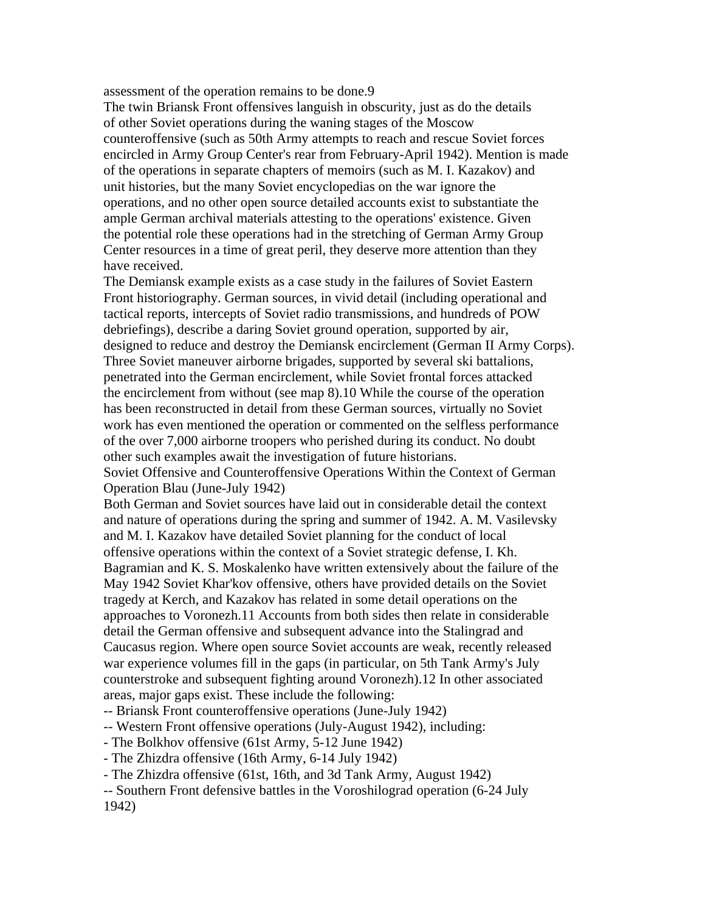assessment of the operation remains to be done.9

The twin Briansk Front offensives languish in obscurity, just as do the details of other Soviet operations during the waning stages of the Moscow counteroffensive (such as 50th Army attempts to reach and rescue Soviet forces encircled in Army Group Center's rear from February-April 1942). Mention is made of the operations in separate chapters of memoirs (such as M. I. Kazakov) and unit histories, but the many Soviet encyclopedias on the war ignore the operations, and no other open source detailed accounts exist to substantiate the ample German archival materials attesting to the operations' existence. Given the potential role these operations had in the stretching of German Army Group Center resources in a time of great peril, they deserve more attention than they have received.

The Demiansk example exists as a case study in the failures of Soviet Eastern Front historiography. German sources, in vivid detail (including operational and tactical reports, intercepts of Soviet radio transmissions, and hundreds of POW debriefings), describe a daring Soviet ground operation, supported by air, designed to reduce and destroy the Demiansk encirclement (German II Army Corps). Three Soviet maneuver airborne brigades, supported by several ski battalions, penetrated into the German encirclement, while Soviet frontal forces attacked the encirclement from without (see map 8).10 While the course of the operation has been reconstructed in detail from these German sources, virtually no Soviet work has even mentioned the operation or commented on the selfless performance of the over 7,000 airborne troopers who perished during its conduct. No doubt other such examples await the investigation of future historians.

Soviet Offensive and Counteroffensive Operations Within the Context of German Operation Blau (June-July 1942)

Both German and Soviet sources have laid out in considerable detail the context and nature of operations during the spring and summer of 1942. A. M. Vasilevsky and M. I. Kazakov have detailed Soviet planning for the conduct of local offensive operations within the context of a Soviet strategic defense, I. Kh. Bagramian and K. S. Moskalenko have written extensively about the failure of the May 1942 Soviet Khar'kov offensive, others have provided details on the Soviet tragedy at Kerch, and Kazakov has related in some detail operations on the approaches to Voronezh.11 Accounts from both sides then relate in considerable detail the German offensive and subsequent advance into the Stalingrad and Caucasus region. Where open source Soviet accounts are weak, recently released war experience volumes fill in the gaps (in particular, on 5th Tank Army's July counterstroke and subsequent fighting around Voronezh).12 In other associated areas, major gaps exist. These include the following:

-- Briansk Front counteroffensive operations (June-July 1942)

-- Western Front offensive operations (July-August 1942), including:

- The Bolkhov offensive (61st Army, 5-12 June 1942)

- The Zhizdra offensive (16th Army, 6-14 July 1942)

- The Zhizdra offensive (61st, 16th, and 3d Tank Army, August 1942)

-- Southern Front defensive battles in the Voroshilograd operation (6-24 July 1942)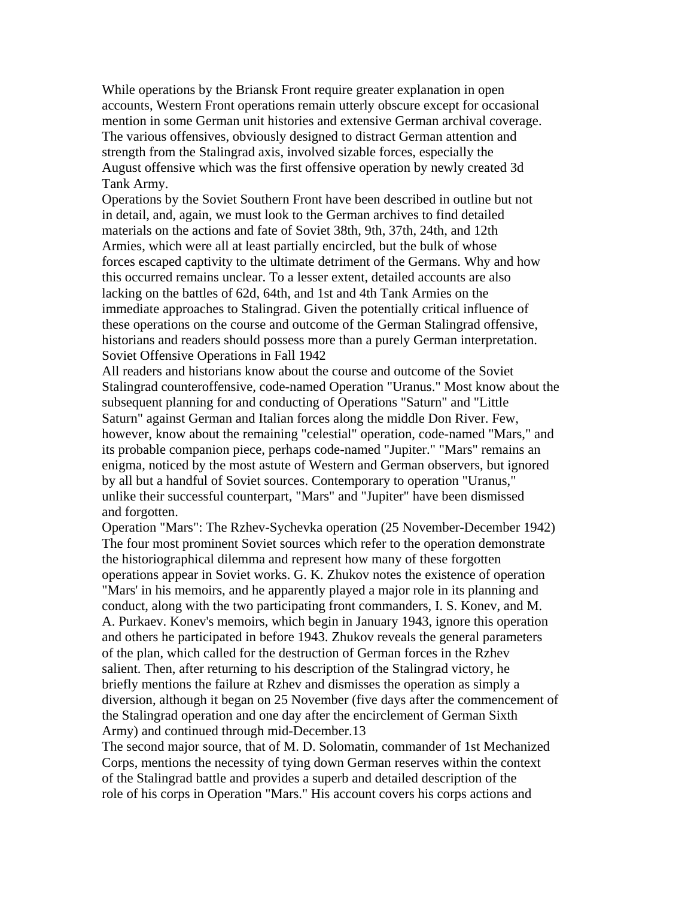While operations by the Briansk Front require greater explanation in open accounts, Western Front operations remain utterly obscure except for occasional mention in some German unit histories and extensive German archival coverage. The various offensives, obviously designed to distract German attention and strength from the Stalingrad axis, involved sizable forces, especially the August offensive which was the first offensive operation by newly created 3d Tank Army.

Operations by the Soviet Southern Front have been described in outline but not in detail, and, again, we must look to the German archives to find detailed materials on the actions and fate of Soviet 38th, 9th, 37th, 24th, and 12th Armies, which were all at least partially encircled, but the bulk of whose forces escaped captivity to the ultimate detriment of the Germans. Why and how this occurred remains unclear. To a lesser extent, detailed accounts are also lacking on the battles of 62d, 64th, and 1st and 4th Tank Armies on the immediate approaches to Stalingrad. Given the potentially critical influence of these operations on the course and outcome of the German Stalingrad offensive, historians and readers should possess more than a purely German interpretation.

## Soviet Offensive Operations in Fall 1942

All readers and historians know about the course and outcome of the Soviet Stalingrad counteroffensive, code-named Operation "Uranus." Most know about the subsequent planning for and conducting of Operations "Saturn" and "Little Saturn" against German and Italian forces along the middle Don River. Few, however, know about the remaining "celestial" operation, code-named "Mars," and its probable companion piece, perhaps code-named "Jupiter." "Mars" remains an enigma, noticed by the most astute of Western and German observers, but ignored by all but a handful of Soviet sources. Contemporary to operation "Uranus," unlike their successful counterpart, "Mars" and "Jupiter" have been dismissed and forgotten.

### Operation "Mars": The Rzhev-Sychevka operation (25 November-December 1942)

The four most prominent Soviet sources which refer to the operation demonstrate the historiographical dilemma and represent how many of these forgotten operations appear in Soviet works. G. K. Zhukov notes the existence of operation "Mars' in his memoirs, and he apparently played a major role in its planning and conduct, along with the two participating front commanders, I. S. Konev, and M. A. Purkaev. Konev's memoirs, which begin in January 1943, ignore this operation and others he participated in before 1943. Zhukov reveals the general parameters of the plan, which called for the destruction of German forces in the Rzhev salient. Then, after returning to his description of the Stalingrad victory, he briefly mentions the failure at Rzhev and dismisses the operation as simply a diversion, although it began on 25 November (five days after the commencement of the Stalingrad operation and one day after the encirclement of German Sixth Army) and continued through mid-December.13

The second major source, that of M. D. Solomatin, commander of 1st Mechanized Corps, mentions the necessity of tying down German reserves within the context of the Stalingrad battle and provides a superb and detailed description of the role of his corps in Operation "Mars." His account covers his corps actions and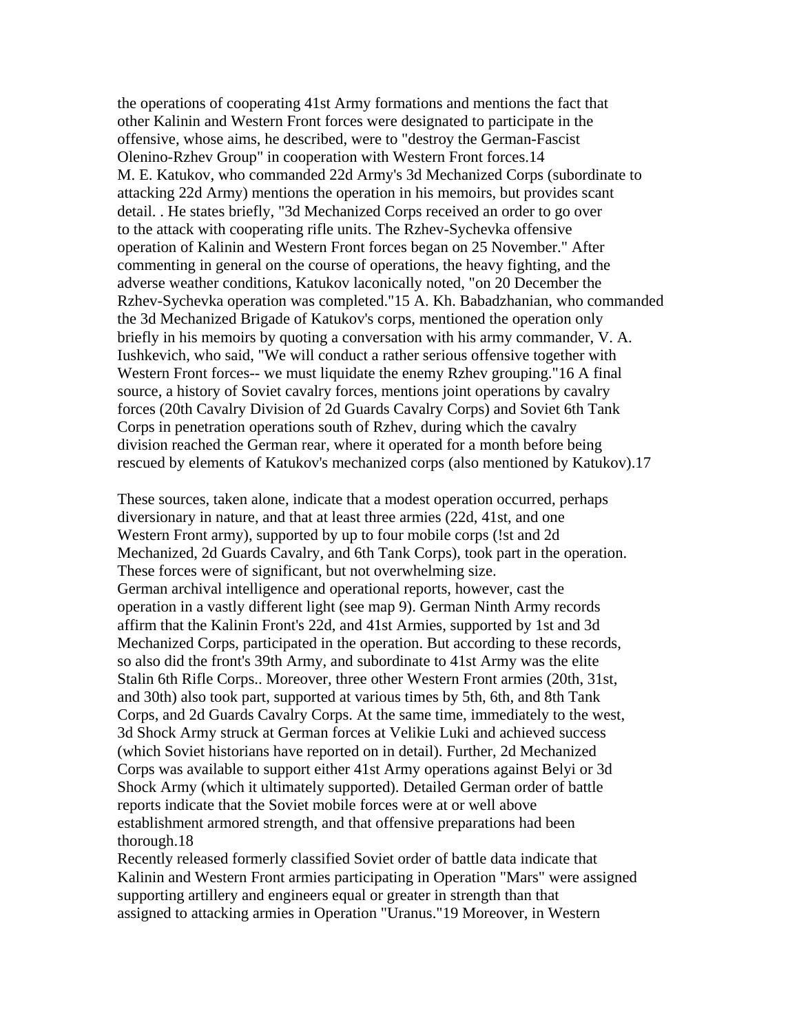the operations of cooperating 41st Army formations and mentions the fact that other Kalinin and Western Front forces were designated to participate in the offensive, whose aims, he described, were to "destroy the German-Fascist Olenino-Rzhev Group" in cooperation with Western Front forces.14
M. E. Katukov, who commanded 22d Army's 3d Mechanized Corps (subordinate to attacking 22d Army) mentions the operation in his memoirs, but provides scant detail. . He states briefly, "3d Mechanized Corps received an order to go over to the attack with cooperating rifle units. The Rzhev-Sychevka offensive operation of Kalinin and Western Front forces began on 25 November." After commenting in general on the course of operations, the heavy fighting, and the adverse weather conditions, Katukov laconically noted, "on 20 December the Rzhev-Sychevka operation was completed."15 A. Kh. Babadzhanian, who commanded the 3d Mechanized Brigade of Katukov's corps, mentioned the operation only briefly in his memoirs by quoting a conversation with his army commander, V. A. Iushkevich, who said, "We will conduct a rather serious offensive together with Western Front forces-- we must liquidate the enemy Rzhev grouping."16 A final source, a history of Soviet cavalry forces, mentions joint operations by cavalry forces (20th Cavalry Division of 2d Guards Cavalry Corps) and Soviet 6th Tank Corps in penetration operations south of Rzhev, during which the cavalry division reached the German rear, where it operated for a month before being rescued by elements of Katukov's mechanized corps (also mentioned by Katukov).17

These sources, taken alone, indicate that a modest operation occurred, perhaps diversionary in nature, and that at least three armies (22d, 41st, and one Western Front army), supported by up to four mobile corps (!st and 2d Mechanized, 2d Guards Cavalry, and 6th Tank Corps), took part in the operation. These forces were of significant, but not overwhelming size.
German archival intelligence and operational reports, however, cast the operation in a vastly different light (see map 9). German Ninth Army records affirm that the Kalinin Front's 22d, and 41st Armies, supported by 1st and 3d Mechanized Corps, participated in the operation. But according to these records, so also did the front's 39th Army, and subordinate to 41st Army was the elite Stalin 6th Rifle Corps.. Moreover, three other Western Front armies (20th, 31st, and 30th) also took part, supported at various times by 5th, 6th, and 8th Tank Corps, and 2d Guards Cavalry Corps. At the same time, immediately to the west, 3d Shock Army struck at German forces at Velikie Luki and achieved success (which Soviet historians have reported on in detail). Further, 2d Mechanized Corps was available to support either 41st Army operations against Belyi or 3d Shock Army (which it ultimately supported). Detailed German order of battle reports indicate that the Soviet mobile forces were at or well above establishment armored strength, and that offensive preparations had been thorough.18
Recently released formerly classified Soviet order of battle data indicate that Kalinin and Western Front armies participating in Operation "Mars" were assigned supporting artillery and engineers equal or greater in strength than that assigned to attacking armies in Operation "Uranus."19 Moreover, in Western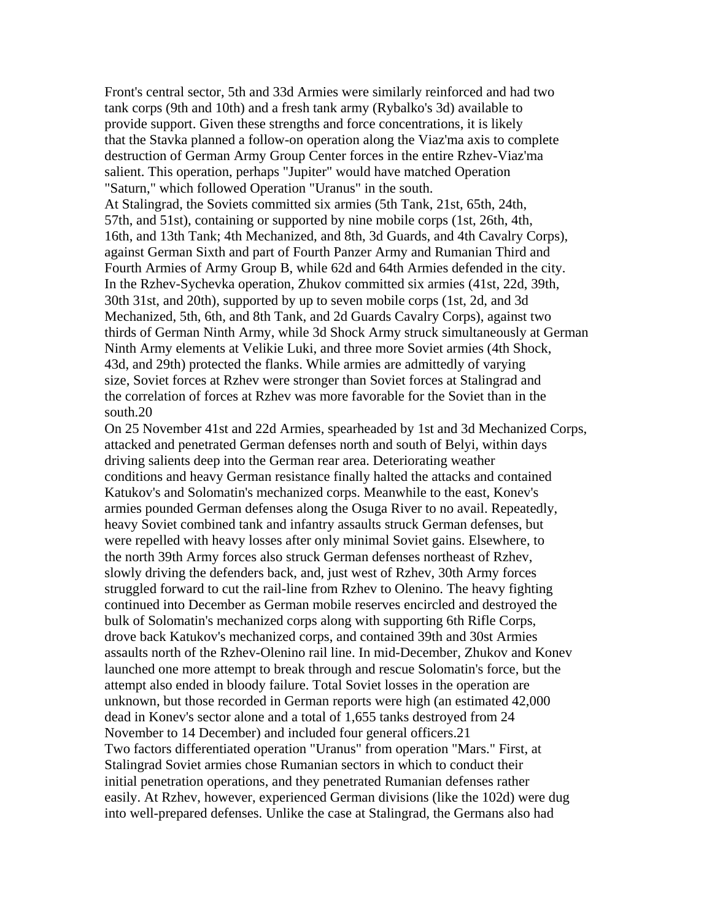Front's central sector, 5th and 33d Armies were similarly reinforced and had two tank corps (9th and 10th) and a fresh tank army (Rybalko's 3d) available to provide support. Given these strengths and force concentrations, it is likely that the Stavka planned a follow-on operation along the Viaz'ma axis to complete destruction of German Army Group Center forces in the entire Rzhev-Viaz'ma salient. This operation, perhaps "Jupiter" would have matched Operation "Saturn," which followed Operation "Uranus" in the south.

At Stalingrad, the Soviets committed six armies (5th Tank, 21st, 65th, 24th, 57th, and 51st), containing or supported by nine mobile corps (1st, 26th, 4th, 16th, and 13th Tank; 4th Mechanized, and 8th, 3d Guards, and 4th Cavalry Corps), against German Sixth and part of Fourth Panzer Army and Rumanian Third and Fourth Armies of Army Group B, while 62d and 64th Armies defended in the city. In the Rzhev-Sychevka operation, Zhukov committed six armies (41st, 22d, 39th, 30th 31st, and 20th), supported by up to seven mobile corps (1st, 2d, and 3d Mechanized, 5th, 6th, and 8th Tank, and 2d Guards Cavalry Corps), against two thirds of German Ninth Army, while 3d Shock Army struck simultaneously at German Ninth Army elements at Velikie Luki, and three more Soviet armies (4th Shock, 43d, and 29th) protected the flanks. While armies are admittedly of varying size, Soviet forces at Rzhev were stronger than Soviet forces at Stalingrad and the correlation of forces at Rzhev was more favorable for the Soviet than in the south.20

On 25 November 41st and 22d Armies, spearheaded by 1st and 3d Mechanized Corps, attacked and penetrated German defenses north and south of Belyi, within days driving salients deep into the German rear area. Deteriorating weather conditions and heavy German resistance finally halted the attacks and contained Katukov's and Solomatin's mechanized corps. Meanwhile to the east, Konev's armies pounded German defenses along the Osuga River to no avail. Repeatedly, heavy Soviet combined tank and infantry assaults struck German defenses, but were repelled with heavy losses after only minimal Soviet gains. Elsewhere, to the north 39th Army forces also struck German defenses northeast of Rzhev, slowly driving the defenders back, and, just west of Rzhev, 30th Army forces struggled forward to cut the rail-line from Rzhev to Olenino. The heavy fighting continued into December as German mobile reserves encircled and destroyed the bulk of Solomatin's mechanized corps along with supporting 6th Rifle Corps, drove back Katukov's mechanized corps, and contained 39th and 30st Armies assaults north of the Rzhev-Olenino rail line. In mid-December, Zhukov and Konev launched one more attempt to break through and rescue Solomatin's force, but the attempt also ended in bloody failure. Total Soviet losses in the operation are unknown, but those recorded in German reports were high (an estimated 42,000 dead in Konev's sector alone and a total of 1,655 tanks destroyed from 24 November to 14 December) and included four general officers.21

Two factors differentiated operation "Uranus" from operation "Mars." First, at Stalingrad Soviet armies chose Rumanian sectors in which to conduct their initial penetration operations, and they penetrated Rumanian defenses rather easily. At Rzhev, however, experienced German divisions (like the 102d) were dug into well-prepared defenses. Unlike the case at Stalingrad, the Germans also had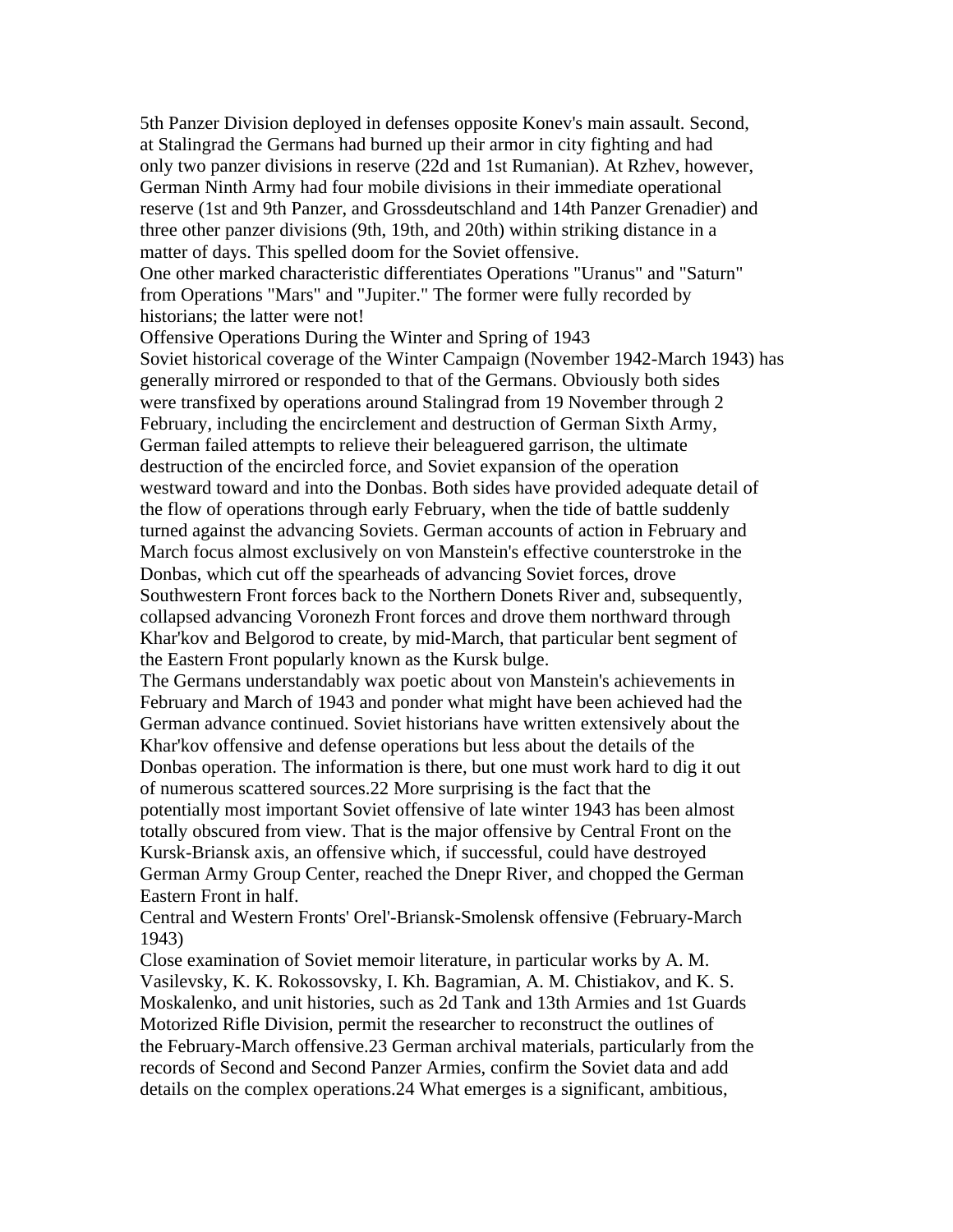5th Panzer Division deployed in defenses opposite Konev's main assault. Second, at Stalingrad the Germans had burned up their armor in city fighting and had only two panzer divisions in reserve (22d and 1st Rumanian). At Rzhev, however, German Ninth Army had four mobile divisions in their immediate operational reserve (1st and 9th Panzer, and Grossdeutschland and 14th Panzer Grenadier) and three other panzer divisions (9th, 19th, and 20th) within striking distance in a matter of days. This spelled doom for the Soviet offensive.

One other marked characteristic differentiates Operations "Uranus" and "Saturn" from Operations "Mars" and "Jupiter." The former were fully recorded by historians; the latter were not!

## Offensive Operations During the Winter and Spring of 1943

Soviet historical coverage of the Winter Campaign (November 1942-March 1943) has generally mirrored or responded to that of the Germans. Obviously both sides were transfixed by operations around Stalingrad from 19 November through 2 February, including the encirclement and destruction of German Sixth Army, German failed attempts to relieve their beleaguered garrison, the ultimate destruction of the encircled force, and Soviet expansion of the operation westward toward and into the Donbas. Both sides have provided adequate detail of the flow of operations through early February, when the tide of battle suddenly turned against the advancing Soviets. German accounts of action in February and March focus almost exclusively on von Manstein's effective counterstroke in the Donbas, which cut off the spearheads of advancing Soviet forces, drove Southwestern Front forces back to the Northern Donets River and, subsequently, collapsed advancing Voronezh Front forces and drove them northward through Khar'kov and Belgorod to create, by mid-March, that particular bent segment of the Eastern Front popularly known as the Kursk bulge.

The Germans understandably wax poetic about von Manstein's achievements in February and March of 1943 and ponder what might have been achieved had the German advance continued. Soviet historians have written extensively about the Khar'kov offensive and defense operations but less about the details of the Donbas operation. The information is there, but one must work hard to dig it out of numerous scattered sources.22 More surprising is the fact that the potentially most important Soviet offensive of late winter 1943 has been almost totally obscured from view. That is the major offensive by Central Front on the Kursk-Briansk axis, an offensive which, if successful, could have destroyed German Army Group Center, reached the Dnepr River, and chopped the German Eastern Front in half.

### Central and Western Fronts' Orel'-Briansk-Smolensk offensive (February-March 1943)

Close examination of Soviet memoir literature, in particular works by A. M. Vasilevsky, K. K. Rokossovsky, I. Kh. Bagramian, A. M. Chistiakov, and K. S. Moskalenko, and unit histories, such as 2d Tank and 13th Armies and 1st Guards Motorized Rifle Division, permit the researcher to reconstruct the outlines of the February-March offensive.23 German archival materials, particularly from the records of Second and Second Panzer Armies, confirm the Soviet data and add details on the complex operations.24 What emerges is a significant, ambitious,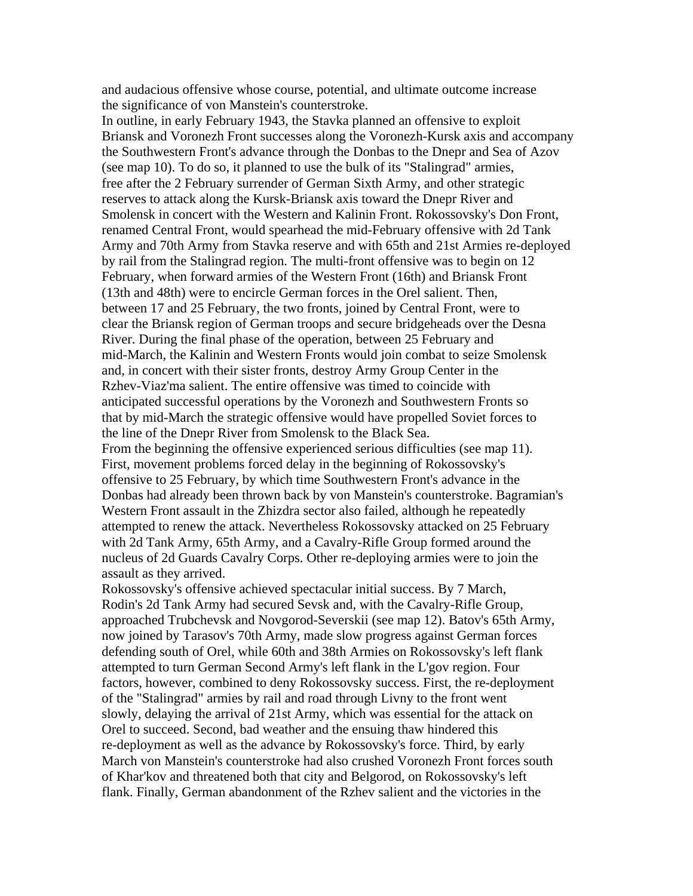and audacious offensive whose course, potential, and ultimate outcome increase the significance of von Manstein's counterstroke.

In outline, in early February 1943, the Stavka planned an offensive to exploit Briansk and Voronezh Front successes along the Voronezh-Kursk axis and accompany the Southwestern Front's advance through the Donbas to the Dnepr and Sea of Azov (see map 10). To do so, it planned to use the bulk of its "Stalingrad" armies, free after the 2 February surrender of German Sixth Army, and other strategic reserves to attack along the Kursk-Briansk axis toward the Dnepr River and Smolensk in concert with the Western and Kalinin Front. Rokossovsky's Don Front, renamed Central Front, would spearhead the mid-February offensive with 2d Tank Army and 70th Army from Stavka reserve and with 65th and 21st Armies re-deployed by rail from the Stalingrad region. The multi-front offensive was to begin on 12 February, when forward armies of the Western Front (16th) and Briansk Front (13th and 48th) were to encircle German forces in the Orel salient. Then, between 17 and 25 February, the two fronts, joined by Central Front, were to clear the Briansk region of German troops and secure bridgeheads over the Desna River. During the final phase of the operation, between 25 February and mid-March, the Kalinin and Western Fronts would join combat to seize Smolensk and, in concert with their sister fronts, destroy Army Group Center in the Rzhev-Viaz'ma salient. The entire offensive was timed to coincide with anticipated successful operations by the Voronezh and Southwestern Fronts so that by mid-March the strategic offensive would have propelled Soviet forces to the line of the Dnepr River from Smolensk to the Black Sea.

From the beginning the offensive experienced serious difficulties (see map 11). First, movement problems forced delay in the beginning of Rokossovsky's offensive to 25 February, by which time Southwestern Front's advance in the Donbas had already been thrown back by von Manstein's counterstroke. Bagramian's Western Front assault in the Zhizdra sector also failed, although he repeatedly attempted to renew the attack. Nevertheless Rokossovsky attacked on 25 February with 2d Tank Army, 65th Army, and a Cavalry-Rifle Group formed around the nucleus of 2d Guards Cavalry Corps. Other re-deploying armies were to join the assault as they arrived.

Rokossovsky's offensive achieved spectacular initial success. By 7 March, Rodin's 2d Tank Army had secured Sevsk and, with the Cavalry-Rifle Group, approached Trubchevsk and Novgorod-Severskii (see map 12). Batov's 65th Army, now joined by Tarasov's 70th Army, made slow progress against German forces defending south of Orel, while 60th and 38th Armies on Rokossovsky's left flank attempted to turn German Second Army's left flank in the L'gov region. Four factors, however, combined to deny Rokossovsky success. First, the re-deployment of the "Stalingrad" armies by rail and road through Livny to the front went slowly, delaying the arrival of 21st Army, which was essential for the attack on Orel to succeed. Second, bad weather and the ensuing thaw hindered this re-deployment as well as the advance by Rokossovsky's force. Third, by early March von Manstein's counterstroke had also crushed Voronezh Front forces south of Khar'kov and threatened both that city and Belgorod, on Rokossovsky's left flank. Finally, German abandonment of the Rzhev salient and the victories in the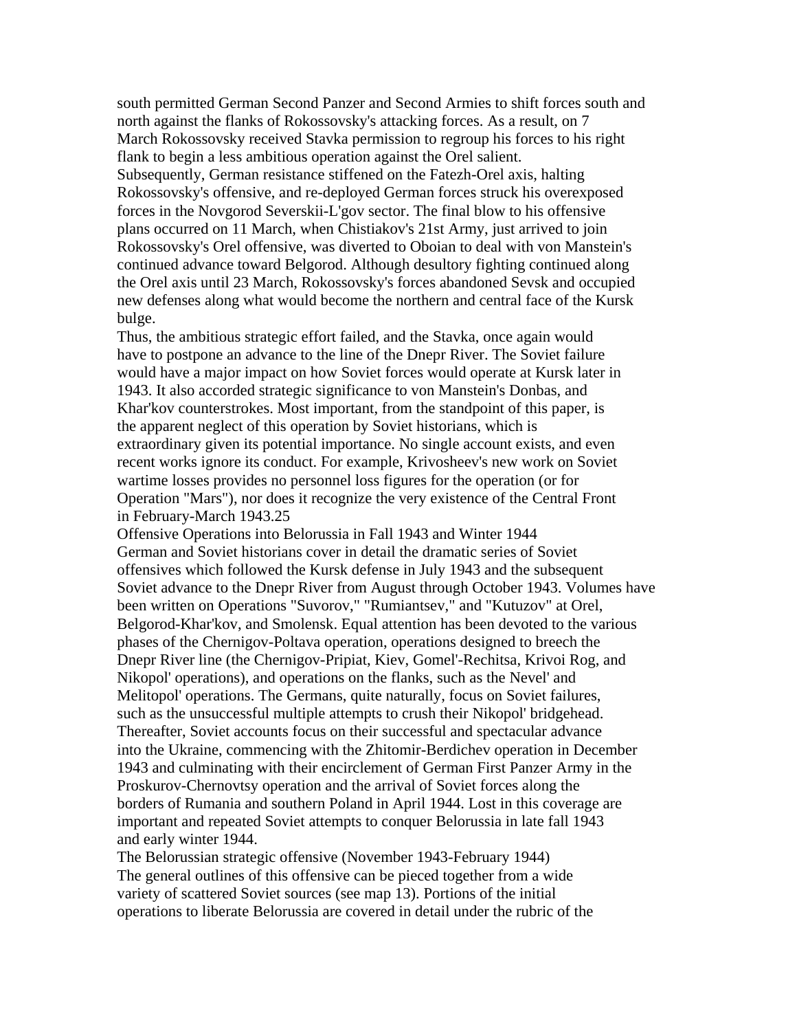south permitted German Second Panzer and Second Armies to shift forces south and north against the flanks of Rokossovsky's attacking forces. As a result, on 7 March Rokossovsky received Stavka permission to regroup his forces to his right flank to begin a less ambitious operation against the Orel salient. Subsequently, German resistance stiffened on the Fatezh-Orel axis, halting Rokossovsky's offensive, and re-deployed German forces struck his overexposed forces in the Novgorod Severskii-L'gov sector. The final blow to his offensive plans occurred on 11 March, when Chistiakov's 21st Army, just arrived to join Rokossovsky's Orel offensive, was diverted to Oboian to deal with von Manstein's continued advance toward Belgorod. Although desultory fighting continued along the Orel axis until 23 March, Rokossovsky's forces abandoned Sevsk and occupied new defenses along what would become the northern and central face of the Kursk bulge.

Thus, the ambitious strategic effort failed, and the Stavka, once again would have to postpone an advance to the line of the Dnepr River. The Soviet failure would have a major impact on how Soviet forces would operate at Kursk later in 1943. It also accorded strategic significance to von Manstein's Donbas, and Khar'kov counterstrokes. Most important, from the standpoint of this paper, is the apparent neglect of this operation by Soviet historians, which is extraordinary given its potential importance. No single account exists, and even recent works ignore its conduct. For example, Krivosheev's new work on Soviet wartime losses provides no personnel loss figures for the operation (or for Operation "Mars"), nor does it recognize the very existence of the Central Front in February-March 1943.[25]

## Offensive Operations into Belorussia in Fall 1943 and Winter 1944

German and Soviet historians cover in detail the dramatic series of Soviet offensives which followed the Kursk defense in July 1943 and the subsequent Soviet advance to the Dnepr River from August through October 1943. Volumes have been written on Operations "Suvorov," "Rumiantsev," and "Kutuzov" at Orel, Belgorod-Khar'kov, and Smolensk. Equal attention has been devoted to the various phases of the Chernigov-Poltava operation, operations designed to breech the Dnepr River line (the Chernigov-Pripiat, Kiev, Gomel'-Rechitsa, Krivoi Rog, and Nikopol' operations), and operations on the flanks, such as the Nevel' and Melitopol' operations. The Germans, quite naturally, focus on Soviet failures, such as the unsuccessful multiple attempts to crush their Nikopol' bridgehead. Thereafter, Soviet accounts focus on their successful and spectacular advance into the Ukraine, commencing with the Zhitomir-Berdichev operation in December 1943 and culminating with their encirclement of German First Panzer Army in the Proskurov-Chernovtsy operation and the arrival of Soviet forces along the borders of Rumania and southern Poland in April 1944. Lost in this coverage are important and repeated Soviet attempts to conquer Belorussia in late fall 1943 and early winter 1944.

### The Belorussian strategic offensive (November 1943-February 1944)

The general outlines of this offensive can be pieced together from a wide variety of scattered Soviet sources (see map 13). Portions of the initial operations to liberate Belorussia are covered in detail under the rubric of the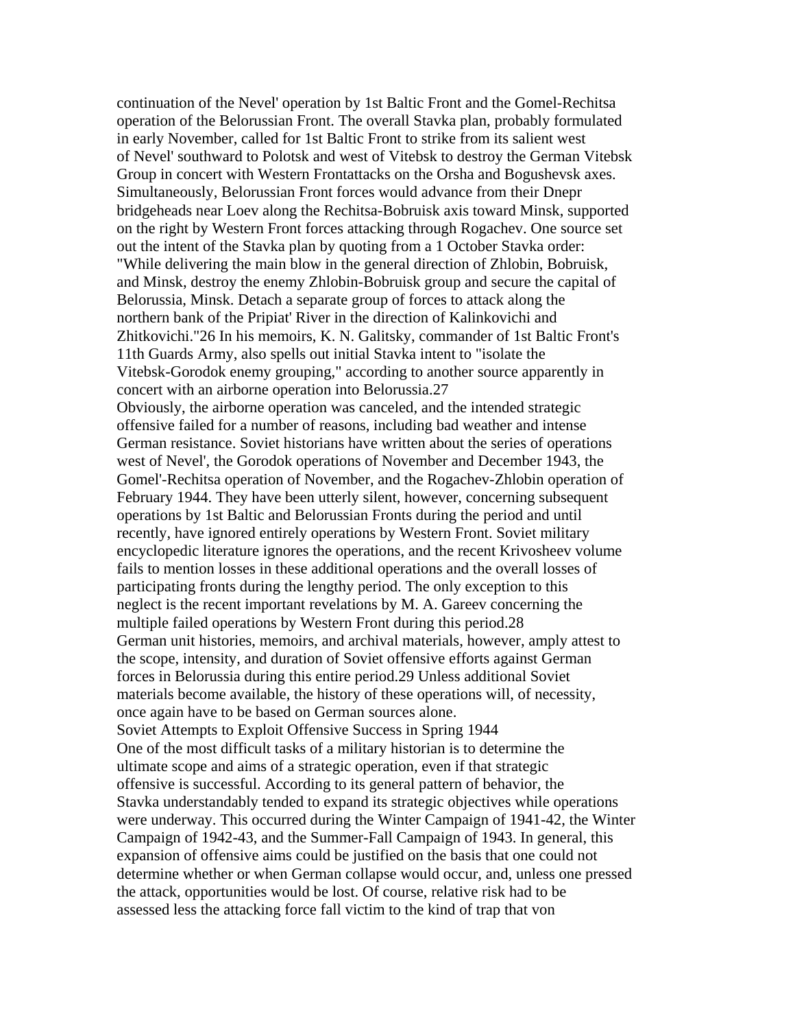continuation of the Nevel' operation by 1st Baltic Front and the Gomel-Rechitsa operation of the Belorussian Front. The overall Stavka plan, probably formulated in early November, called for 1st Baltic Front to strike from its salient west of Nevel' southward to Polotsk and west of Vitebsk to destroy the German Vitebsk Group in concert with Western Frontattacks on the Orsha and Bogushevsk axes. Simultaneously, Belorussian Front forces would advance from their Dnepr bridgeheads near Loev along the Rechitsa-Bobruisk axis toward Minsk, supported on the right by Western Front forces attacking through Rogachev. One source set out the intent of the Stavka plan by quoting from a 1 October Stavka order: "While delivering the main blow in the general direction of Zhlobin, Bobruisk, and Minsk, destroy the enemy Zhlobin-Bobruisk group and secure the capital of Belorussia, Minsk. Detach a separate group of forces to attack along the northern bank of the Pripiat' River in the direction of Kalinkovichi and Zhitkovichi."26 In his memoirs, K. N. Galitsky, commander of 1st Baltic Front's 11th Guards Army, also spells out initial Stavka intent to "isolate the Vitebsk-Gorodok enemy grouping," according to another source apparently in concert with an airborne operation into Belorussia.27

Obviously, the airborne operation was canceled, and the intended strategic offensive failed for a number of reasons, including bad weather and intense German resistance. Soviet historians have written about the series of operations west of Nevel', the Gorodok operations of November and December 1943, the Gomel'-Rechitsa operation of November, and the Rogachev-Zhlobin operation of February 1944. They have been utterly silent, however, concerning subsequent operations by 1st Baltic and Belorussian Fronts during the period and until recently, have ignored entirely operations by Western Front. Soviet military encyclopedic literature ignores the operations, and the recent Krivosheev volume fails to mention losses in these additional operations and the overall losses of participating fronts during the lengthy period. The only exception to this neglect is the recent important revelations by M. A. Gareev concerning the multiple failed operations by Western Front during this period.28

German unit histories, memoirs, and archival materials, however, amply attest to the scope, intensity, and duration of Soviet offensive efforts against German forces in Belorussia during this entire period.29 Unless additional Soviet materials become available, the history of these operations will, of necessity, once again have to be based on German sources alone.

## Soviet Attempts to Exploit Offensive Success in Spring 1944

One of the most difficult tasks of a military historian is to determine the ultimate scope and aims of a strategic operation, even if that strategic offensive is successful. According to its general pattern of behavior, the Stavka understandably tended to expand its strategic objectives while operations were underway. This occurred during the Winter Campaign of 1941-42, the Winter Campaign of 1942-43, and the Summer-Fall Campaign of 1943. In general, this expansion of offensive aims could be justified on the basis that one could not determine whether or when German collapse would occur, and, unless one pressed the attack, opportunities would be lost. Of course, relative risk had to be assessed less the attacking force fall victim to the kind of trap that von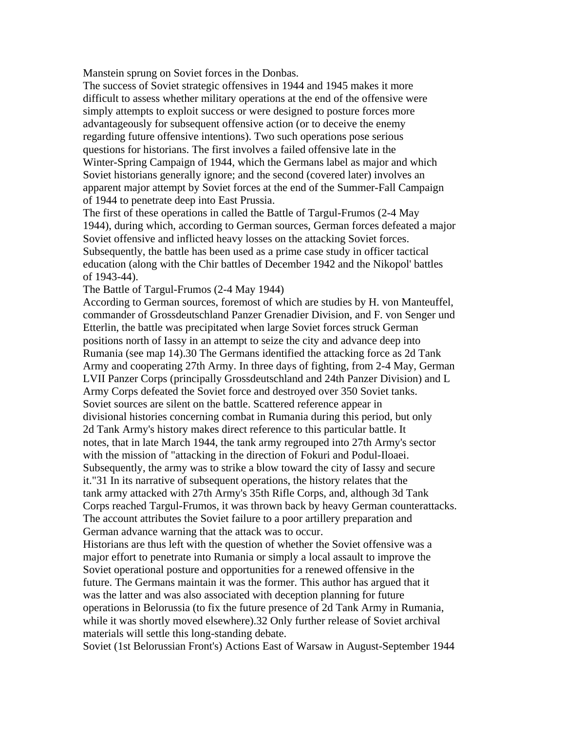Manstein sprung on Soviet forces in the Donbas.

The success of Soviet strategic offensives in 1944 and 1945 makes it more difficult to assess whether military operations at the end of the offensive were simply attempts to exploit success or were designed to posture forces more advantageously for subsequent offensive action (or to deceive the enemy regarding future offensive intentions). Two such operations pose serious questions for historians. The first involves a failed offensive late in the Winter-Spring Campaign of 1944, which the Germans label as major and which Soviet historians generally ignore; and the second (covered later) involves an apparent major attempt by Soviet forces at the end of the Summer-Fall Campaign of 1944 to penetrate deep into East Prussia.

The first of these operations in called the Battle of Targul-Frumos (2-4 May 1944), during which, according to German sources, German forces defeated a major Soviet offensive and inflicted heavy losses on the attacking Soviet forces. Subsequently, the battle has been used as a prime case study in officer tactical education (along with the Chir battles of December 1942 and the Nikopol' battles of 1943-44).

## The Battle of Targul-Frumos (2-4 May 1944)

According to German sources, foremost of which are studies by H. von Manteuffel, commander of Grossdeutschland Panzer Grenadier Division, and F. von Senger und Etterlin, the battle was precipitated when large Soviet forces struck German positions north of Iassy in an attempt to seize the city and advance deep into Rumania (see map 14).30 The Germans identified the attacking force as 2d Tank Army and cooperating 27th Army. In three days of fighting, from 2-4 May, German LVII Panzer Corps (principally Grossdeutschland and 24th Panzer Division) and L Army Corps defeated the Soviet force and destroyed over 350 Soviet tanks.

Soviet sources are silent on the battle. Scattered reference appear in divisional histories concerning combat in Rumania during this period, but only 2d Tank Army's history makes direct reference to this particular battle. It notes, that in late March 1944, the tank army regrouped into 27th Army's sector with the mission of "attacking in the direction of Fokuri and Podul-Iloaei. Subsequently, the army was to strike a blow toward the city of Iassy and secure it."31 In its narrative of subsequent operations, the history relates that the tank army attacked with 27th Army's 35th Rifle Corps, and, although 3d Tank Corps reached Targul-Frumos, it was thrown back by heavy German counterattacks. The account attributes the Soviet failure to a poor artillery preparation and German advance warning that the attack was to occur.

Historians are thus left with the question of whether the Soviet offensive was a major effort to penetrate into Rumania or simply a local assault to improve the Soviet operational posture and opportunities for a renewed offensive in the future. The Germans maintain it was the former. This author has argued that it was the latter and was also associated with deception planning for future operations in Belorussia (to fix the future presence of 2d Tank Army in Rumania, while it was shortly moved elsewhere).32 Only further release of Soviet archival materials will settle this long-standing debate.

## Soviet (1st Belorussian Front's) Actions East of Warsaw in August-September 1944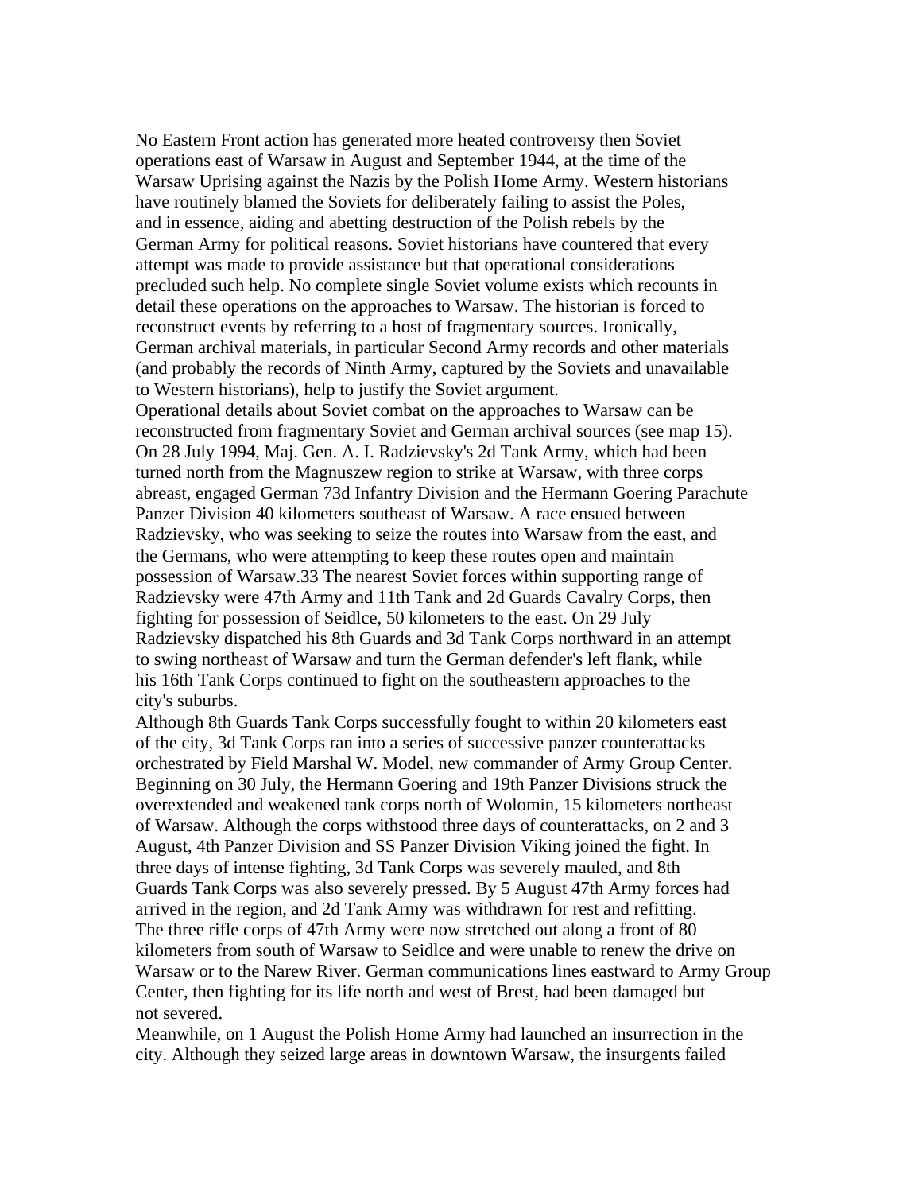No Eastern Front action has generated more heated controversy then Soviet operations east of Warsaw in August and September 1944, at the time of the Warsaw Uprising against the Nazis by the Polish Home Army. Western historians have routinely blamed the Soviets for deliberately failing to assist the Poles, and in essence, aiding and abetting destruction of the Polish rebels by the German Army for political reasons. Soviet historians have countered that every attempt was made to provide assistance but that operational considerations precluded such help. No complete single Soviet volume exists which recounts in detail these operations on the approaches to Warsaw. The historian is forced to reconstruct events by referring to a host of fragmentary sources. Ironically, German archival materials, in particular Second Army records and other materials (and probably the records of Ninth Army, captured by the Soviets and unavailable to Western historians), help to justify the Soviet argument.

Operational details about Soviet combat on the approaches to Warsaw can be reconstructed from fragmentary Soviet and German archival sources (see map 15). On 28 July 1994, Maj. Gen. A. I. Radzievsky's 2d Tank Army, which had been turned north from the Magnuszew region to strike at Warsaw, with three corps abreast, engaged German 73d Infantry Division and the Hermann Goering Parachute Panzer Division 40 kilometers southeast of Warsaw. A race ensued between Radzievsky, who was seeking to seize the routes into Warsaw from the east, and the Germans, who were attempting to keep these routes open and maintain possession of Warsaw.33 The nearest Soviet forces within supporting range of Radzievsky were 47th Army and 11th Tank and 2d Guards Cavalry Corps, then fighting for possession of Seidlce, 50 kilometers to the east. On 29 July Radzievsky dispatched his 8th Guards and 3d Tank Corps northward in an attempt to swing northeast of Warsaw and turn the German defender's left flank, while his 16th Tank Corps continued to fight on the southeastern approaches to the city's suburbs.

Although 8th Guards Tank Corps successfully fought to within 20 kilometers east of the city, 3d Tank Corps ran into a series of successive panzer counterattacks orchestrated by Field Marshal W. Model, new commander of Army Group Center. Beginning on 30 July, the Hermann Goering and 19th Panzer Divisions struck the overextended and weakened tank corps north of Wolomin, 15 kilometers northeast of Warsaw. Although the corps withstood three days of counterattacks, on 2 and 3 August, 4th Panzer Division and SS Panzer Division Viking joined the fight. In three days of intense fighting, 3d Tank Corps was severely mauled, and 8th Guards Tank Corps was also severely pressed. By 5 August 47th Army forces had arrived in the region, and 2d Tank Army was withdrawn for rest and refitting. The three rifle corps of 47th Army were now stretched out along a front of 80 kilometers from south of Warsaw to Seidlce and were unable to renew the drive on Warsaw or to the Narew River. German communications lines eastward to Army Group Center, then fighting for its life north and west of Brest, had been damaged but not severed.

Meanwhile, on 1 August the Polish Home Army had launched an insurrection in the city. Although they seized large areas in downtown Warsaw, the insurgents failed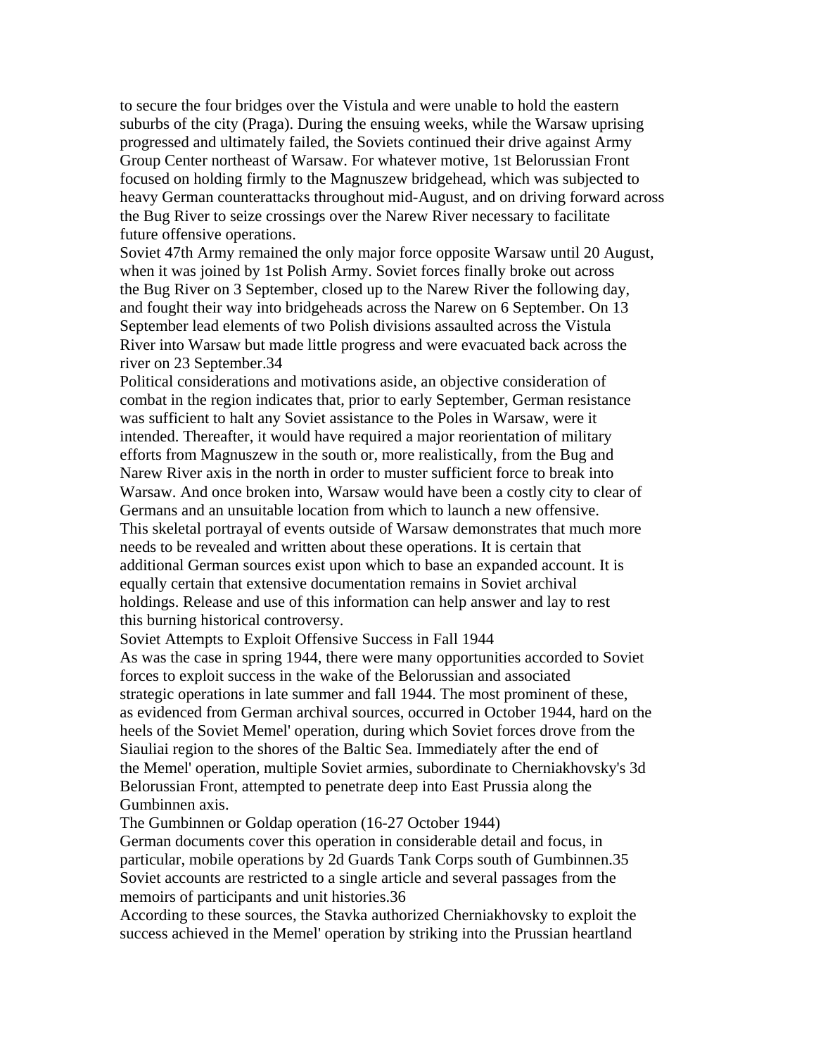to secure the four bridges over the Vistula and were unable to hold the eastern suburbs of the city (Praga). During the ensuing weeks, while the Warsaw uprising progressed and ultimately failed, the Soviets continued their drive against Army Group Center northeast of Warsaw. For whatever motive, 1st Belorussian Front focused on holding firmly to the Magnuszew bridgehead, which was subjected to heavy German counterattacks throughout mid-August, and on driving forward across the Bug River to seize crossings over the Narew River necessary to facilitate future offensive operations.

Soviet 47th Army remained the only major force opposite Warsaw until 20 August, when it was joined by 1st Polish Army. Soviet forces finally broke out across the Bug River on 3 September, closed up to the Narew River the following day, and fought their way into bridgeheads across the Narew on 6 September. On 13 September lead elements of two Polish divisions assaulted across the Vistula River into Warsaw but made little progress and were evacuated back across the river on 23 September.34

Political considerations and motivations aside, an objective consideration of combat in the region indicates that, prior to early September, German resistance was sufficient to halt any Soviet assistance to the Poles in Warsaw, were it intended. Thereafter, it would have required a major reorientation of military efforts from Magnuszew in the south or, more realistically, from the Bug and Narew River axis in the north in order to muster sufficient force to break into Warsaw. And once broken into, Warsaw would have been a costly city to clear of Germans and an unsuitable location from which to launch a new offensive.

This skeletal portrayal of events outside of Warsaw demonstrates that much more needs to be revealed and written about these operations. It is certain that additional German sources exist upon which to base an expanded account. It is equally certain that extensive documentation remains in Soviet archival holdings. Release and use of this information can help answer and lay to rest this burning historical controversy.

## Soviet Attempts to Exploit Offensive Success in Fall 1944

As was the case in spring 1944, there were many opportunities accorded to Soviet forces to exploit success in the wake of the Belorussian and associated strategic operations in late summer and fall 1944. The most prominent of these, as evidenced from German archival sources, occurred in October 1944, hard on the heels of the Soviet Memel' operation, during which Soviet forces drove from the Siauliai region to the shores of the Baltic Sea. Immediately after the end of the Memel' operation, multiple Soviet armies, subordinate to Cherniakhovsky's 3d Belorussian Front, attempted to penetrate deep into East Prussia along the Gumbinnen axis.

### The Gumbinnen or Goldap operation (16-27 October 1944)

German documents cover this operation in considerable detail and focus, in particular, mobile operations by 2d Guards Tank Corps south of Gumbinnen.35 Soviet accounts are restricted to a single article and several passages from the memoirs of participants and unit histories.36

According to these sources, the Stavka authorized Cherniakhovsky to exploit the success achieved in the Memel' operation by striking into the Prussian heartland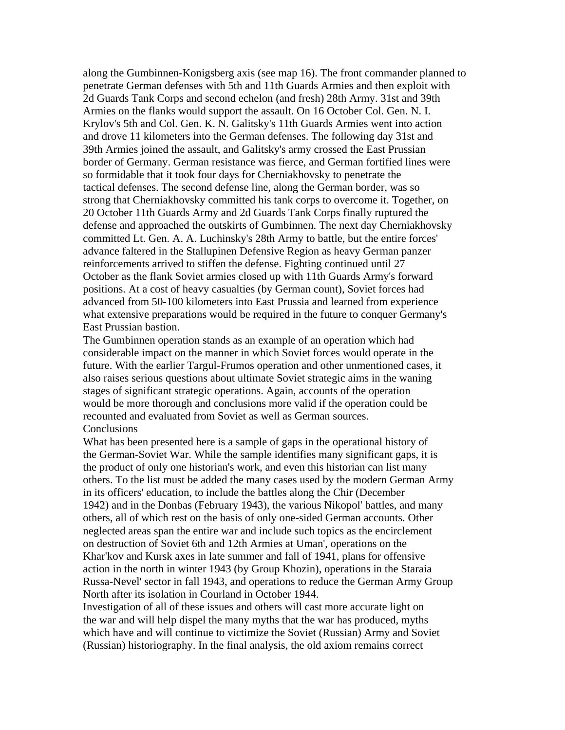along the Gumbinnen-Konigsberg axis (see map 16). The front commander planned to penetrate German defenses with 5th and 11th Guards Armies and then exploit with 2d Guards Tank Corps and second echelon (and fresh) 28th Army. 31st and 39th Armies on the flanks would support the assault. On 16 October Col. Gen. N. I. Krylov's 5th and Col. Gen. K. N. Galitsky's 11th Guards Armies went into action and drove 11 kilometers into the German defenses. The following day 31st and 39th Armies joined the assault, and Galitsky's army crossed the East Prussian border of Germany. German resistance was fierce, and German fortified lines were so formidable that it took four days for Cherniakhovsky to penetrate the tactical defenses. The second defense line, along the German border, was so strong that Cherniakhovsky committed his tank corps to overcome it. Together, on 20 October 11th Guards Army and 2d Guards Tank Corps finally ruptured the defense and approached the outskirts of Gumbinnen. The next day Cherniakhovsky committed Lt. Gen. A. A. Luchinsky's 28th Army to battle, but the entire forces' advance faltered in the Stallupinen Defensive Region as heavy German panzer reinforcements arrived to stiffen the defense. Fighting continued until 27 October as the flank Soviet armies closed up with 11th Guards Army's forward positions. At a cost of heavy casualties (by German count), Soviet forces had advanced from 50-100 kilometers into East Prussia and learned from experience what extensive preparations would be required in the future to conquer Germany's East Prussian bastion.

The Gumbinnen operation stands as an example of an operation which had considerable impact on the manner in which Soviet forces would operate in the future. With the earlier Targul-Frumos operation and other unmentioned cases, it also raises serious questions about ultimate Soviet strategic aims in the waning stages of significant strategic operations. Again, accounts of the operation would be more thorough and conclusions more valid if the operation could be recounted and evaluated from Soviet as well as German sources.

## Conclusions

What has been presented here is a sample of gaps in the operational history of the German-Soviet War. While the sample identifies many significant gaps, it is the product of only one historian's work, and even this historian can list many others. To the list must be added the many cases used by the modern German Army in its officers' education, to include the battles along the Chir (December 1942) and in the Donbas (February 1943), the various Nikopol' battles, and many others, all of which rest on the basis of only one-sided German accounts. Other neglected areas span the entire war and include such topics as the encirclement on destruction of Soviet 6th and 12th Armies at Uman', operations on the Khar'kov and Kursk axes in late summer and fall of 1941, plans for offensive action in the north in winter 1943 (by Group Khozin), operations in the Staraia Russa-Nevel' sector in fall 1943, and operations to reduce the German Army Group North after its isolation in Courland in October 1944.

Investigation of all of these issues and others will cast more accurate light on the war and will help dispel the many myths that the war has produced, myths which have and will continue to victimize the Soviet (Russian) Army and Soviet (Russian) historiography. In the final analysis, the old axiom remains correct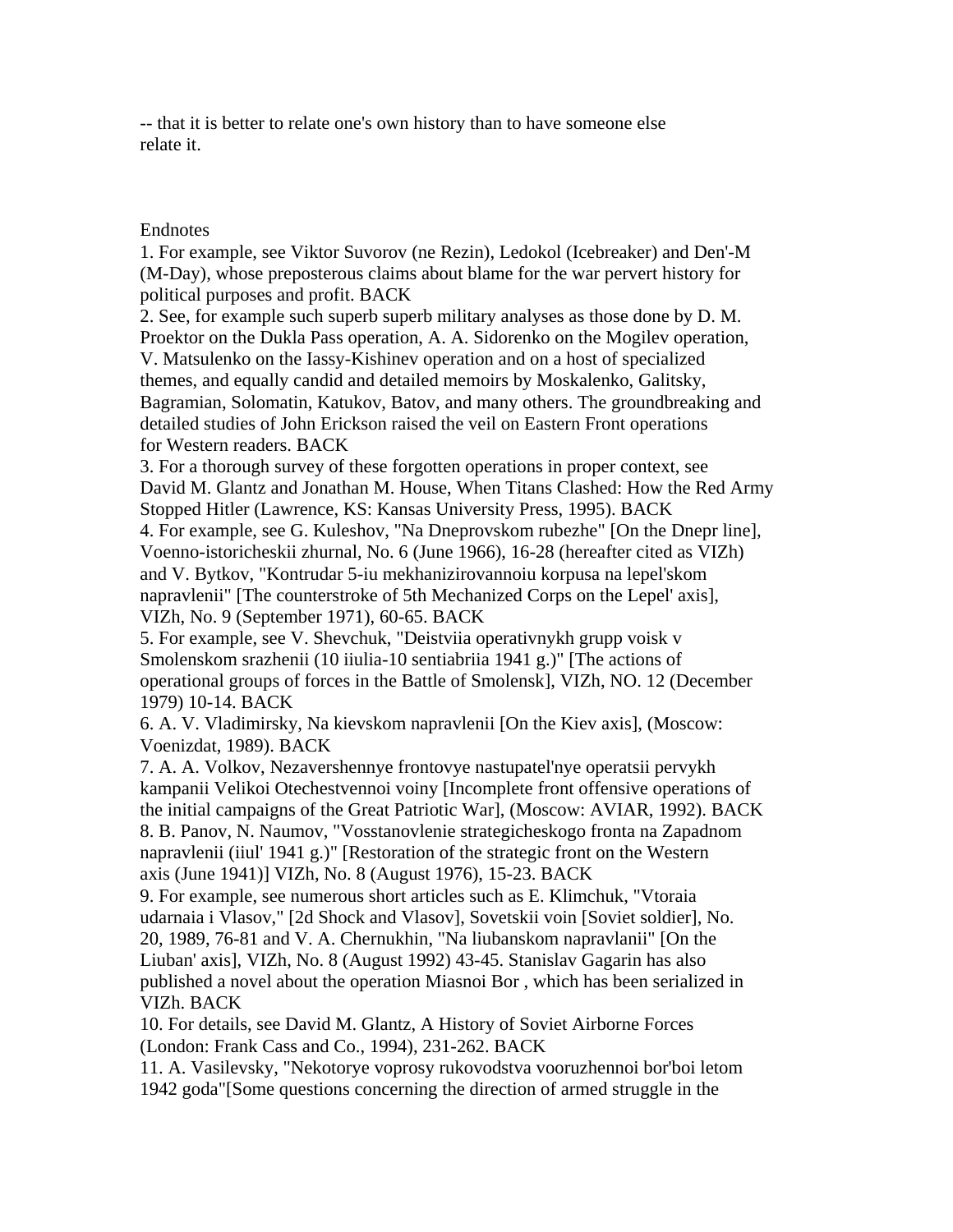-- that it is better to relate one's own history than to have someone else relate it.

Endnotes

1. For example, see Viktor Suvorov (ne Rezin), Ledokol (Icebreaker) and Den'-M (M-Day), whose preposterous claims about blame for the war pervert history for political purposes and profit. BACK
2. See, for example such superb superb military analyses as those done by D. M. Proektor on the Dukla Pass operation, A. A. Sidorenko on the Mogilev operation, V. Matsulenko on the Iassy-Kishinev operation and on a host of specialized themes, and equally candid and detailed memoirs by Moskalenko, Galitsky, Bagramian, Solomatin, Katukov, Batov, and many others. The groundbreaking and detailed studies of John Erickson raised the veil on Eastern Front operations for Western readers. BACK
3. For a thorough survey of these forgotten operations in proper context, see David M. Glantz and Jonathan M. House, When Titans Clashed: How the Red Army Stopped Hitler (Lawrence, KS: Kansas University Press, 1995). BACK
4. For example, see G. Kuleshov, "Na Dneprovskom rubezhe" [On the Dnepr line], Voenno-istoricheskii zhurnal, No. 6 (June 1966), 16-28 (hereafter cited as VIZh) and V. Bytkov, "Kontrudar 5-iu mekhanizirovannoiu korpusa na lepel'skom napravlenii" [The counterstroke of 5th Mechanized Corps on the Lepel' axis], VIZh, No. 9 (September 1971), 60-65. BACK
5. For example, see V. Shevchuk, "Deistviia operativnykh grupp voisk v Smolenskom srazhenii (10 iiulia-10 sentiabriia 1941 g.)" [The actions of operational groups of forces in the Battle of Smolensk], VIZh, NO. 12 (December 1979) 10-14. BACK
6. A. V. Vladimirsky, Na kievskom napravlenii [On the Kiev axis], (Moscow: Voenizdat, 1989). BACK
7. A. A. Volkov, Nezavershennye frontovye nastupatel'nye operatsii pervykh kampanii Velikoi Otechestvennoi voiny [Incomplete front offensive operations of the initial campaigns of the Great Patriotic War], (Moscow: AVIAR, 1992). BACK
8. B. Panov, N. Naumov, "Vosstanovlenie strategicheskogo fronta na Zapadnom napravlenii (iiul' 1941 g.)" [Restoration of the strategic front on the Western axis (June 1941)] VIZh, No. 8 (August 1976), 15-23. BACK
9. For example, see numerous short articles such as E. Klimchuk, "Vtoraia udarnaia i Vlasov," [2d Shock and Vlasov], Sovetskii voin [Soviet soldier], No. 20, 1989, 76-81 and V. A. Chernukhin, "Na liubanskom napravlanii" [On the Liuban' axis], VIZh, No. 8 (August 1992) 43-45. Stanislav Gagarin has also published a novel about the operation Miasnoi Bor , which has been serialized in VIZh. BACK
10. For details, see David M. Glantz, A History of Soviet Airborne Forces (London: Frank Cass and Co., 1994), 231-262. BACK
11. A. Vasilevsky, "Nekotorye voprosy rukovodstva vooruzhennoi bor'boi letom 1942 goda"[Some questions concerning the direction of armed struggle in the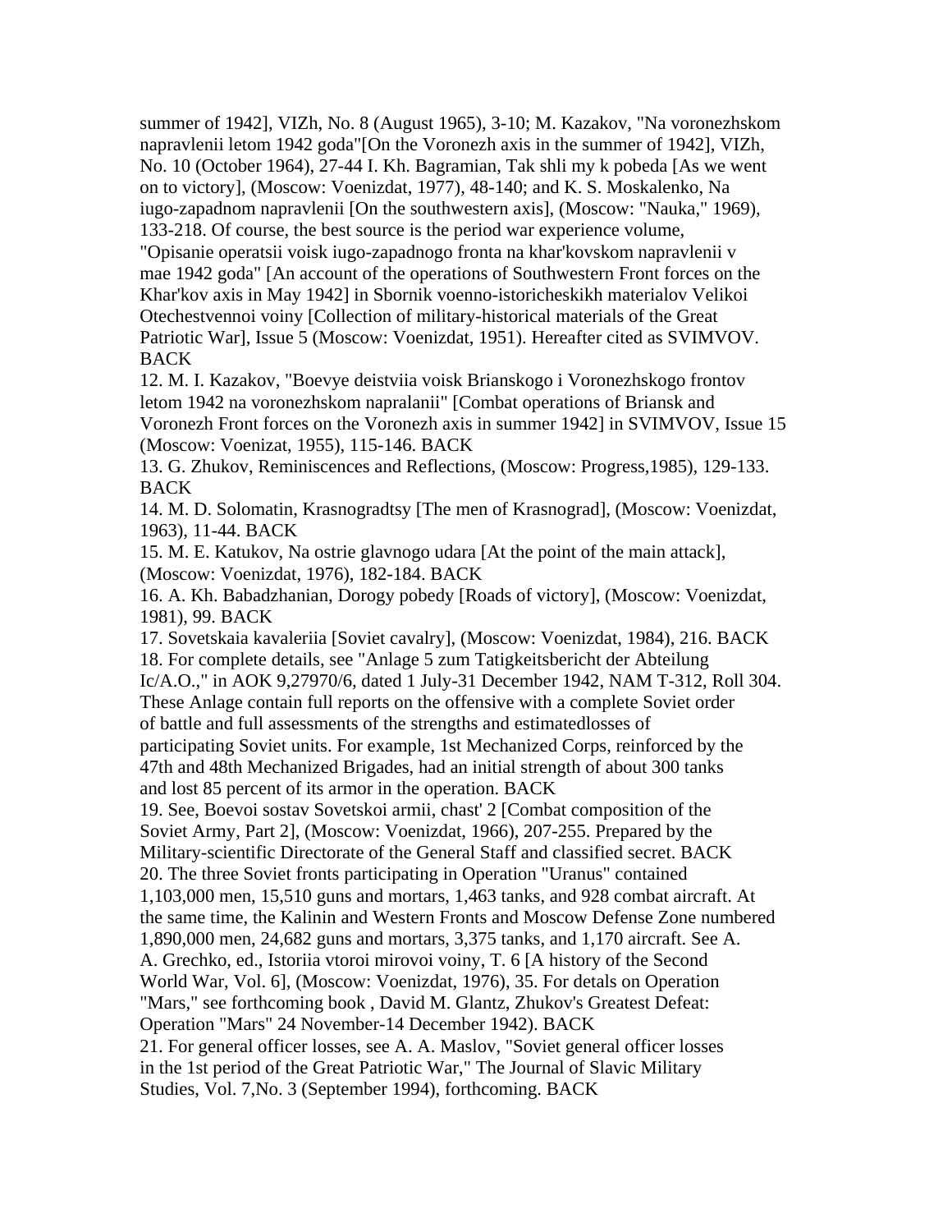summer of 1942], VIZh, No. 8 (August 1965), 3-10; M. Kazakov, "Na voronezhskom napravlenii letom 1942 goda"[On the Voronezh axis in the summer of 1942], VIZh, No. 10 (October 1964), 27-44 I. Kh. Bagramian, Tak shli my k pobeda [As we went on to victory], (Moscow: Voenizdat, 1977), 48-140; and K. S. Moskalenko, Na iugo-zapadnom napravlenii [On the southwestern axis], (Moscow: "Nauka," 1969), 133-218. Of course, the best source is the period war experience volume, "Opisanie operatsii voisk iugo-zapadnogo fronta na khar'kovskom napravlenii v mae 1942 goda" [An account of the operations of Southwestern Front forces on the Khar'kov axis in May 1942] in Sbornik voenno-istoricheskikh materialov Velikoi Otechestvennoi voiny [Collection of military-historical materials of the Great Patriotic War], Issue 5 (Moscow: Voenizdat, 1951). Hereafter cited as SVIMVOV. BACK

12. M. I. Kazakov, "Boevye deistviia voisk Brianskogo i Voronezhskogo frontov letom 1942 na voronezhskom napralanii" [Combat operations of Briansk and Voronezh Front forces on the Voronezh axis in summer 1942] in SVIMVOV, Issue 15 (Moscow: Voenizat, 1955), 115-146. BACK

13. G. Zhukov, Reminiscences and Reflections, (Moscow: Progress,1985), 129-133. BACK

14. M. D. Solomatin, Krasnogradtsy [The men of Krasnograd], (Moscow: Voenizdat, 1963), 11-44. BACK

15. M. E. Katukov, Na ostrie glavnogo udara [At the point of the main attack], (Moscow: Voenizdat, 1976), 182-184. BACK

16. A. Kh. Babadzhanian, Dorogy pobedy [Roads of victory], (Moscow: Voenizdat, 1981), 99. BACK

17. Sovetskaia kavaleriia [Soviet cavalry], (Moscow: Voenizdat, 1984), 216. BACK

18. For complete details, see "Anlage 5 zum Tatigkeitsbericht der Abteilung Ic/A.O.," in AOK 9,27970/6, dated 1 July-31 December 1942, NAM T-312, Roll 304. These Anlage contain full reports on the offensive with a complete Soviet order of battle and full assessments of the strengths and estimatedlosses of participating Soviet units. For example, 1st Mechanized Corps, reinforced by the 47th and 48th Mechanized Brigades, had an initial strength of about 300 tanks and lost 85 percent of its armor in the operation. BACK

19. See, Boevoi sostav Sovetskoi armii, chast' 2 [Combat composition of the Soviet Army, Part 2], (Moscow: Voenizdat, 1966), 207-255. Prepared by the Military-scientific Directorate of the General Staff and classified secret. BACK

20. The three Soviet fronts participating in Operation "Uranus" contained 1,103,000 men, 15,510 guns and mortars, 1,463 tanks, and 928 combat aircraft. At the same time, the Kalinin and Western Fronts and Moscow Defense Zone numbered 1,890,000 men, 24,682 guns and mortars, 3,375 tanks, and 1,170 aircraft. See A. A. Grechko, ed., Istoriia vtoroi mirovoi voiny, T. 6 [A history of the Second World War, Vol. 6], (Moscow: Voenizdat, 1976), 35. For detals on Operation "Mars," see forthcoming book , David M. Glantz, Zhukov's Greatest Defeat: Operation "Mars" 24 November-14 December 1942). BACK

21. For general officer losses, see A. A. Maslov, "Soviet general officer losses in the 1st period of the Great Patriotic War," The Journal of Slavic Military Studies, Vol. 7,No. 3 (September 1994), forthcoming. BACK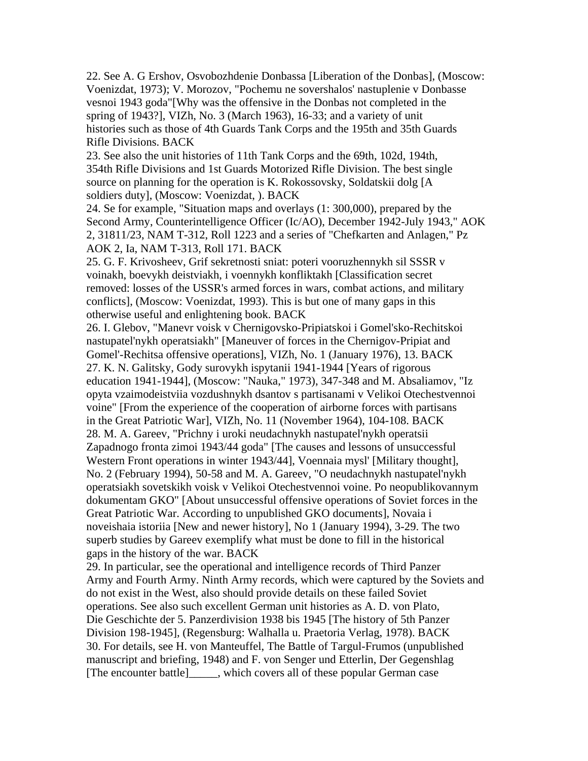22. See A. G Ershov, Osvobozhdenie Donbassa [Liberation of the Donbas], (Moscow: Voenizdat, 1973); V. Morozov, "Pochemu ne sovershalos' nastuplenie v Donbasse vesnoi 1943 goda"[Why was the offensive in the Donbas not completed in the spring of 1943?], VIZh, No. 3 (March 1963), 16-33; and a variety of unit histories such as those of 4th Guards Tank Corps and the 195th and 35th Guards Rifle Divisions. BACK

23. See also the unit histories of 11th Tank Corps and the 69th, 102d, 194th, 354th Rifle Divisions and 1st Guards Motorized Rifle Division. The best single source on planning for the operation is K. Rokossovsky, Soldatskii dolg [A soldiers duty], (Moscow: Voenizdat, ). BACK

24. Se for example, "Situation maps and overlays (1: 300,000), prepared by the Second Army, Counterintelligence Officer (Ic/AO), December 1942-July 1943," AOK 2, 31811/23, NAM T-312, Roll 1223 and a series of "Chefkarten and Anlagen," Pz AOK 2, Ia, NAM T-313, Roll 171. BACK

25. G. F. Krivosheev, Grif sekretnosti sniat: poteri vooruzhennykh sil SSSR v voinakh, boevykh deistviakh, i voennykh konfliktakh [Classification secret removed: losses of the USSR's armed forces in wars, combat actions, and military conflicts], (Moscow: Voenizdat, 1993). This is but one of many gaps in this otherwise useful and enlightening book. BACK

26. I. Glebov, "Manevr voisk v Chernigovsko-Pripiatskoi i Gomel'sko-Rechitskoi nastupatel'nykh operatsiakh" [Maneuver of forces in the Chernigov-Pripiat and Gomel'-Rechitsa offensive operations], VIZh, No. 1 (January 1976), 13. BACK

27. K. N. Galitsky, Gody surovykh ispytanii 1941-1944 [Years of rigorous education 1941-1944], (Moscow: "Nauka," 1973), 347-348 and M. Absaliamov, "Iz opyta vzaimodeistviia vozdushnykh dsantov s partisanami v Velikoi Otechestvennoi voine" [From the experience of the cooperation of airborne forces with partisans in the Great Patriotic War], VIZh, No. 11 (November 1964), 104-108. BACK

28. M. A. Gareev, "Prichny i uroki neudachnykh nastupatel'nykh operatsii Zapadnogo fronta zimoi 1943/44 goda" [The causes and lessons of unsuccessful Western Front operations in winter 1943/44], Voennaia mysl' [Military thought], No. 2 (February 1994), 50-58 and M. A. Gareev, "O neudachnykh nastupatel'nykh operatsiakh sovetskikh voisk v Velikoi Otechestvennoi voine. Po neopublikovannym dokumentam GKO" [About unsuccessful offensive operations of Soviet forces in the Great Patriotic War. According to unpublished GKO documents], Novaia i noveishaia istoriia [New and newer history], No 1 (January 1994), 3-29. The two superb studies by Gareev exemplify what must be done to fill in the historical gaps in the history of the war. BACK

29. In particular, see the operational and intelligence records of Third Panzer Army and Fourth Army. Ninth Army records, which were captured by the Soviets and do not exist in the West, also should provide details on these failed Soviet operations. See also such excellent German unit histories as A. D. von Plato, Die Geschichte der 5. Panzerdivision 1938 bis 1945 [The history of 5th Panzer Division 198-1945], (Regensburg: Walhalla u. Praetoria Verlag, 1978). BACK

30. For details, see H. von Manteuffel, The Battle of Targul-Frumos (unpublished manuscript and briefing, 1948) and F. von Senger und Etterlin, Der Gegenshlag [The encounter battle]_____, which covers all of these popular German case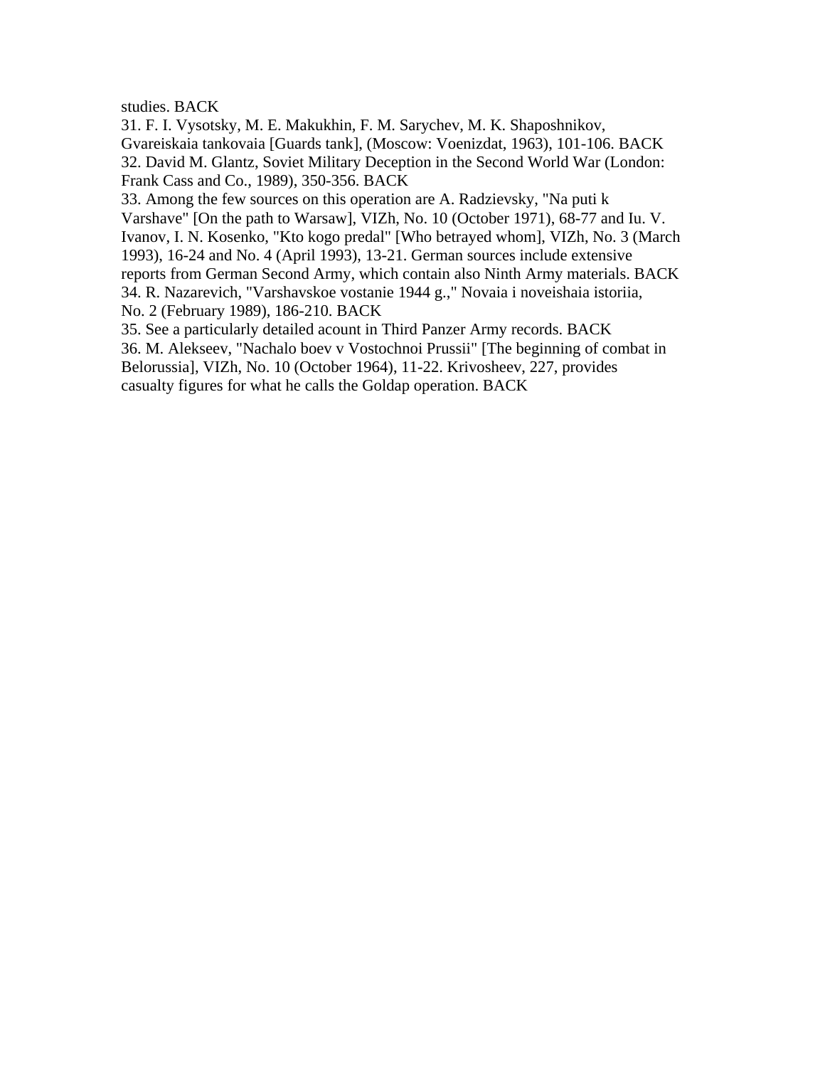studies. BACK

31. F. I. Vysotsky, M. E. Makukhin, F. M. Sarychev, M. K. Shaposhnikov, Gvareiskaia tankovaia [Guards tank], (Moscow: Voenizdat, 1963), 101-106. BACK

32. David M. Glantz, Soviet Military Deception in the Second World War (London: Frank Cass and Co., 1989), 350-356. BACK

33. Among the few sources on this operation are A. Radzievsky, "Na puti k Varshave" [On the path to Warsaw], VIZh, No. 10 (October 1971), 68-77 and Iu. V. Ivanov, I. N. Kosenko, "Kto kogo predal" [Who betrayed whom], VIZh, No. 3 (March 1993), 16-24 and No. 4 (April 1993), 13-21. German sources include extensive reports from German Second Army, which contain also Ninth Army materials. BACK

34. R. Nazarevich, "Varshavskoe vostanie 1944 g.," Novaia i noveishaia istoriia, No. 2 (February 1989), 186-210. BACK

35. See a particularly detailed acount in Third Panzer Army records. BACK

36. M. Alekseev, "Nachalo boev v Vostochnoi Prussii" [The beginning of combat in Belorussia], VIZh, No. 10 (October 1964), 11-22. Krivosheev, 227, provides casualty figures for what he calls the Goldap operation. BACK